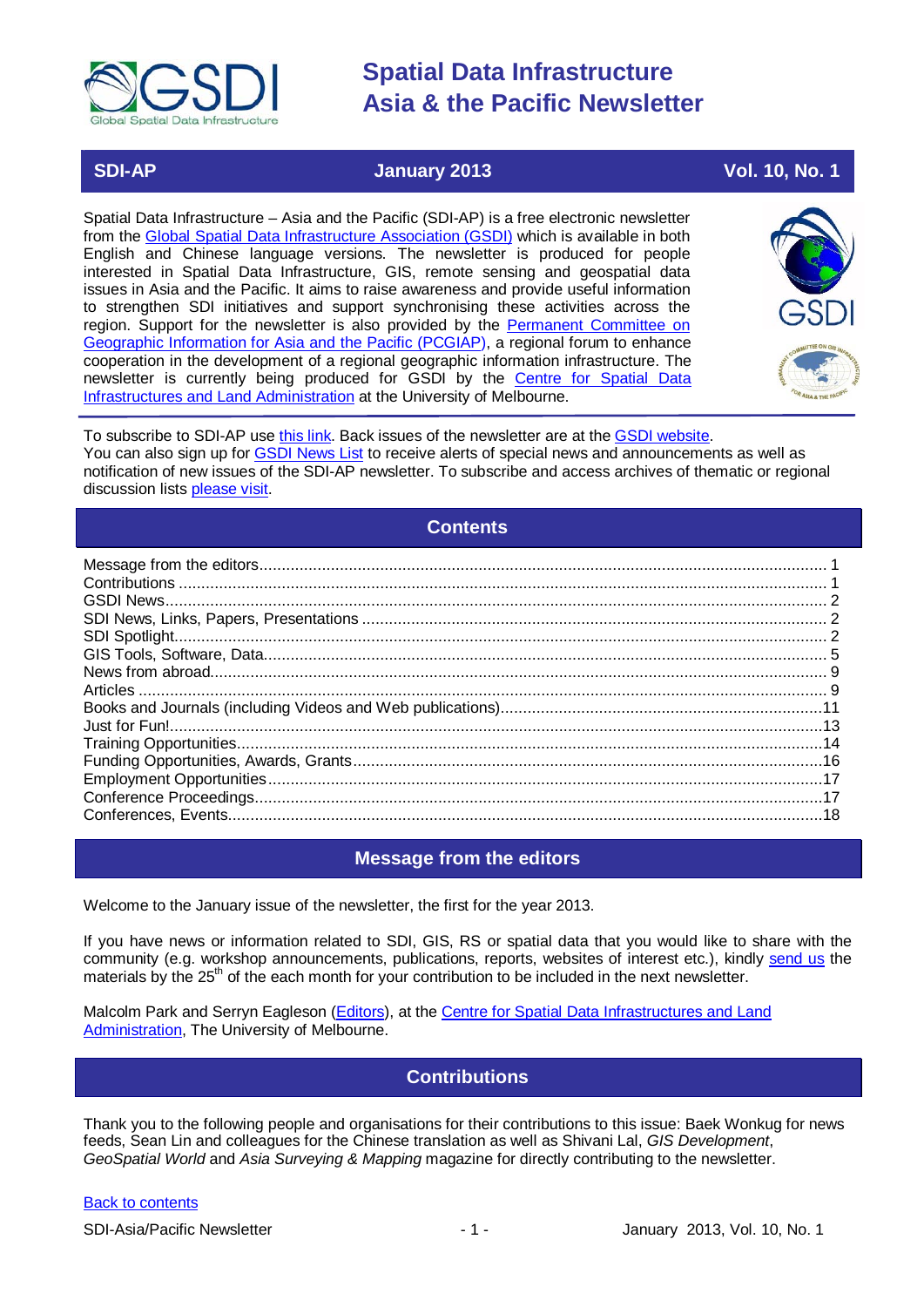# Spatial Data Infrastructure Asia & the Pacific Newsletter

**SDI-AP** | **January 2013** | **Vol. 10, No. 1**

Spatial Data Infrastructure – Asia and the Pacific (SDI-AP) is a free electronic newsletter from the [Global Spatial Data Infrastructure Association (GSDI)](#) which is available in both English and Chinese language versions. The newsletter is produced for people interested in Spatial Data Infrastructure, GIS, remote sensing and geospatial data issues in Asia and the Pacific. It aims to raise awareness and provide useful information to strengthen SDI initiatives and support synchronising these activities across the region. Support for the newsletter is also provided by the [Permanent Committee on Geographic Information for Asia and the Pacific (PCGIAP)](#), a regional forum to enhance cooperation in the development of a regional geographic information infrastructure. The newsletter is currently being produced for GSDI by the [Centre for Spatial Data Infrastructures and Land Administration](#) at the University of Melbourne.

To subscribe to SDI-AP use [this link](#). Back issues of the newsletter are at the [GSDI website](#).
You can also sign up for [GSDI News List](#) to receive alerts of special news and announcements as well as notification of new issues of the SDI-AP newsletter. To subscribe and access archives of thematic or regional discussion lists [please visit](#).

## Contents

- Message from the editors .... 1
- Contributions .... 1
- GSDI News .... 2
- SDI News, Links, Papers, Presentations .... 2
- SDI Spotlight .... 2
- GIS Tools, Software, Data .... 5
- News from abroad .... 9
- Articles .... 9
- Books and Journals (including Videos and Web publications) .... 11
- Just for Fun! .... 13
- Training Opportunities .... 14
- Funding Opportunities, Awards, Grants .... 16
- Employment Opportunities .... 17
- Conference Proceedings .... 17
- Conferences, Events .... 18

## Message from the editors

Welcome to the January issue of the newsletter, the first for the year 2013.

If you have news or information related to SDI, GIS, RS or spatial data that you would like to share with the community (e.g. workshop announcements, publications, reports, websites of interest etc.), kindly [send us](#) the materials by the 25th of the each month for your contribution to be included in the next newsletter.

Malcolm Park and Serryn Eagleson ([Editors](#)), at the [Centre for Spatial Data Infrastructures and Land Administration](#), The University of Melbourne.

## Contributions

Thank you to the following people and organisations for their contributions to this issue: Baek Wonkug for news feeds, Sean Lin and colleagues for the Chinese translation as well as Shivani Lal, *GIS Development*, *GeoSpatial World* and *Asia Surveying & Mapping* magazine for directly contributing to the newsletter.

[Back to contents](#)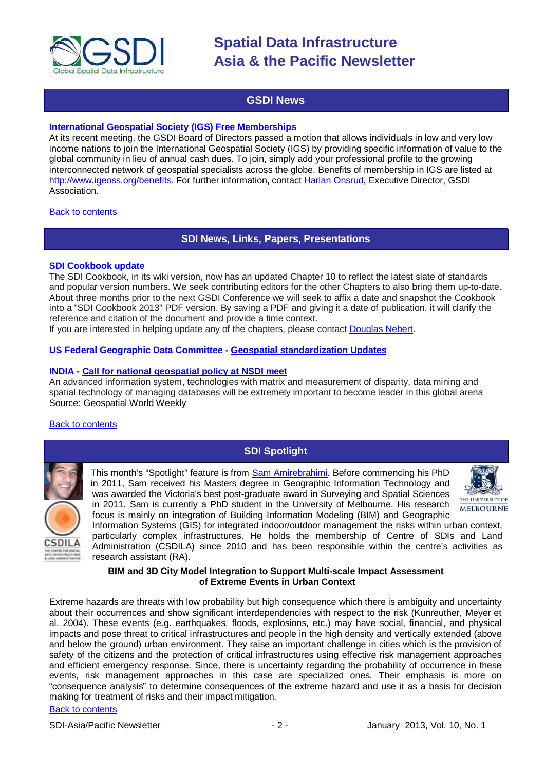## GSDI News

### International Geospatial Society (IGS) Free Memberships

At its recent meeting, the GSDI Board of Directors passed a motion that allows individuals in low and very low income nations to join the International Geospatial Society (IGS) by providing specific information of value to the global community in lieu of annual cash dues. To join, simply add your professional profile to the growing interconnected network of geospatial specialists across the globe. Benefits of membership in IGS are listed at http://www.igeoss.org/benefits. For further information, contact Harlan Onsrud, Executive Director, GSDI Association.

Back to contents

## SDI News, Links, Papers, Presentations

### SDI Cookbook update

The SDI Cookbook, in its wiki version, now has an updated Chapter 10 to reflect the latest slate of standards and popular version numbers. We seek contributing editors for the other Chapters to also bring them up-to-date. About three months prior to the next GSDI Conference we will seek to affix a date and snapshot the Cookbook into a "SDI Cookbook 2013" PDF version. By saving a PDF and giving it a date of publication, it will clarify the reference and citation of the document and provide a time context.

If you are interested in helping update any of the chapters, please contact Douglas Nebert.

### US Federal Geographic Data Committee - Geospatial standardization Updates

### INDIA - Call for national geospatial policy at NSDI meet

An advanced information system, technologies with matrix and measurement of disparity, data mining and spatial technology of managing databases will be extremely important to become leader in this global arena

Source: Geospatial World Weekly

Back to contents

## SDI Spotlight

This month's "Spotlight" feature is from Sam Amirebrahimi. Before commencing his PhD in 2011, Sam received his Masters degree in Geographic Information Technology and was awarded the Victoria's best post-graduate award in Surveying and Spatial Sciences in 2011. Sam is currently a PhD student in the University of Melbourne. His research focus is mainly on integration of Building Information Modeling (BIM) and Geographic Information Systems (GIS) for integrated indoor/outdoor management the risks within urban context, particularly complex infrastructures. He holds the membership of Centre of SDIs and Land Administration (CSDILA) since 2010 and has been responsible within the centre's activities as research assistant (RA).

**BIM and 3D City Model Integration to Support Multi-scale Impact Assessment of Extreme Events in Urban Context**

Extreme hazards are threats with low probability but high consequence which there is ambiguity and uncertainty about their occurrences and show significant interdependencies with respect to the risk (Kunreuther, Meyer et al. 2004). These events (e.g. earthquakes, floods, explosions, etc.) may have social, financial, and physical impacts and pose threat to critical infrastructures and people in the high density and vertically extended (above and below the ground) urban environment. They raise an important challenge in cities which is the provision of safety of the citizens and the protection of critical infrastructures using effective risk management approaches and efficient emergency response. Since, there is uncertainty regarding the probability of occurrence in these events, risk management approaches in this case are specialized ones. Their emphasis is more on "consequence analysis" to determine consequences of the extreme hazard and use it as a basis for decision making for treatment of risks and their impact mitigation.

Back to contents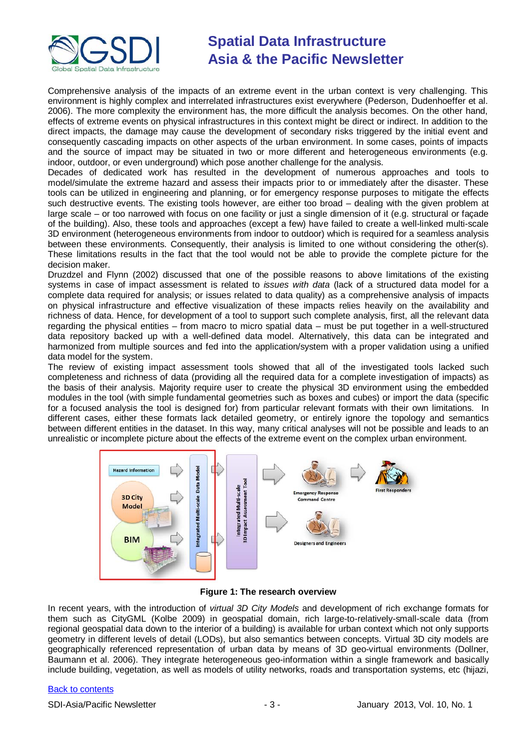Comprehensive analysis of the impacts of an extreme event in the urban context is very challenging. This environment is highly complex and interrelated infrastructures exist everywhere (Pederson, Dudenhoeffer et al. 2006). The more complexity the environment has, the more difficult the analysis becomes. On the other hand, effects of extreme events on physical infrastructures in this context might be direct or indirect. In addition to the direct impacts, the damage may cause the development of secondary risks triggered by the initial event and consequently cascading impacts on other aspects of the urban environment. In some cases, points of impacts and the source of impact may be situated in two or more different and heterogeneous environments (e.g. indoor, outdoor, or even underground) which pose another challenge for the analysis.

Decades of dedicated work has resulted in the development of numerous approaches and tools to model/simulate the extreme hazard and assess their impacts prior to or immediately after the disaster. These tools can be utilized in engineering and planning, or for emergency response purposes to mitigate the effects such destructive events. The existing tools however, are either too broad – dealing with the given problem at large scale – or too narrowed with focus on one facility or just a single dimension of it (e.g. structural or façade of the building). Also, these tools and approaches (except a few) have failed to create a well-linked multi-scale 3D environment (heterogeneous environments from indoor to outdoor) which is required for a seamless analysis between these environments. Consequently, their analysis is limited to one without considering the other(s). These limitations results in the fact that the tool would not be able to provide the complete picture for the decision maker.

Druzdzel and Flynn (2002) discussed that one of the possible reasons to above limitations of the existing systems in case of impact assessment is related to *issues with data* (lack of a structured data model for a complete data required for analysis; or issues related to data quality) as a comprehensive analysis of impacts on physical infrastructure and effective visualization of these impacts relies heavily on the availability and richness of data. Hence, for development of a tool to support such complete analysis, first, all the relevant data regarding the physical entities – from macro to micro spatial data – must be put together in a well-structured data repository backed up with a well-defined data model. Alternatively, this data can be integrated and harmonized from multiple sources and fed into the application/system with a proper validation using a unified data model for the system.

The review of existing impact assessment tools showed that all of the investigated tools lacked such completeness and richness of data (providing all the required data for a complete investigation of impacts) as the basis of their analysis. Majority require user to create the physical 3D environment using the embedded modules in the tool (with simple fundamental geometries such as boxes and cubes) or import the data (specific for a focused analysis the tool is designed for) from particular relevant formats with their own limitations. In different cases, either these formats lack detailed geometry, or entirely ignore the topology and semantics between different entities in the dataset. In this way, many critical analyses will not be possible and leads to an unrealistic or incomplete picture about the effects of the extreme event on the complex urban environment.

**Figure 1: The research overview**

In recent years, with the introduction of *virtual 3D City Models* and development of rich exchange formats for them such as CityGML (Kolbe 2009) in geospatial domain, rich large-to-relatively-small-scale data (from regional geospatial data down to the interior of a building) is available for urban context which not only supports geometry in different levels of detail (LODs), but also semantics between concepts. Virtual 3D city models are geographically referenced representation of urban data by means of 3D geo-virtual environments (Dollner, Baumann et al. 2006). They integrate heterogeneous geo-information within a single framework and basically include building, vegetation, as well as models of utility networks, roads and transportation systems, etc (hijazi,

Back to contents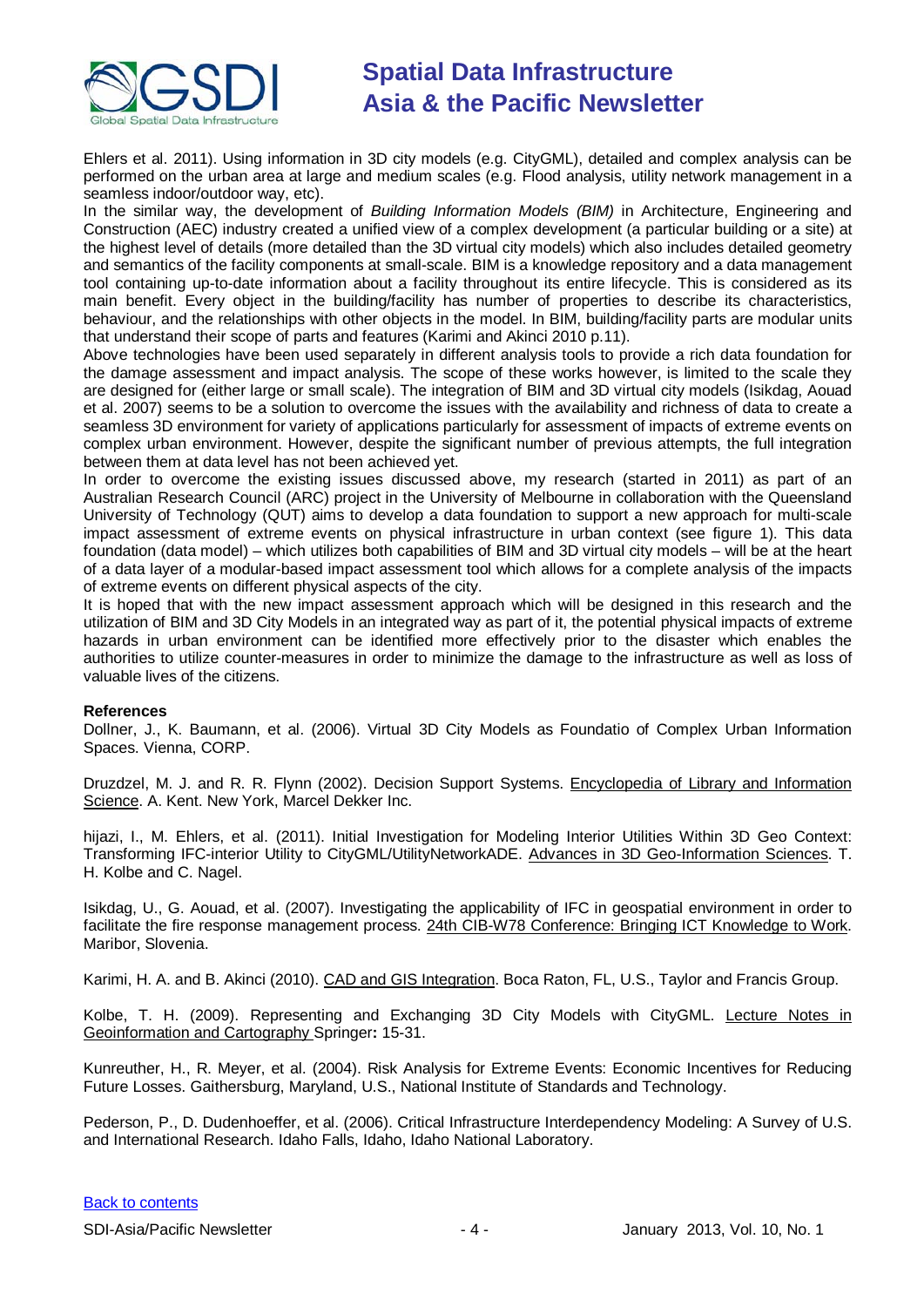Ehlers et al. 2011). Using information in 3D city models (e.g. CityGML), detailed and complex analysis can be performed on the urban area at large and medium scales (e.g. Flood analysis, utility network management in a seamless indoor/outdoor way, etc).

In the similar way, the development of *Building Information Models (BIM)* in Architecture, Engineering and Construction (AEC) industry created a unified view of a complex development (a particular building or a site) at the highest level of details (more detailed than the 3D virtual city models) which also includes detailed geometry and semantics of the facility components at small-scale. BIM is a knowledge repository and a data management tool containing up-to-date information about a facility throughout its entire lifecycle. This is considered as its main benefit. Every object in the building/facility has number of properties to describe its characteristics, behaviour, and the relationships with other objects in the model. In BIM, building/facility parts are modular units that understand their scope of parts and features (Karimi and Akinci 2010 p.11).

Above technologies have been used separately in different analysis tools to provide a rich data foundation for the damage assessment and impact analysis. The scope of these works however, is limited to the scale they are designed for (either large or small scale). The integration of BIM and 3D virtual city models (Isikdag, Aouad et al. 2007) seems to be a solution to overcome the issues with the availability and richness of data to create a seamless 3D environment for variety of applications particularly for assessment of impacts of extreme events on complex urban environment. However, despite the significant number of previous attempts, the full integration between them at data level has not been achieved yet.

In order to overcome the existing issues discussed above, my research (started in 2011) as part of an Australian Research Council (ARC) project in the University of Melbourne in collaboration with the Queensland University of Technology (QUT) aims to develop a data foundation to support a new approach for multi-scale impact assessment of extreme events on physical infrastructure in urban context (see figure 1). This data foundation (data model) – which utilizes both capabilities of BIM and 3D virtual city models – will be at the heart of a data layer of a modular-based impact assessment tool which allows for a complete analysis of the impacts of extreme events on different physical aspects of the city.

It is hoped that with the new impact assessment approach which will be designed in this research and the utilization of BIM and 3D City Models in an integrated way as part of it, the potential physical impacts of extreme hazards in urban environment can be identified more effectively prior to the disaster which enables the authorities to utilize counter-measures in order to minimize the damage to the infrastructure as well as loss of valuable lives of the citizens.

**References**

Dollner, J., K. Baumann, et al. (2006). Virtual 3D City Models as Foundatio of Complex Urban Information Spaces. Vienna, CORP.

Druzdzel, M. J. and R. R. Flynn (2002). Decision Support Systems. Encyclopedia of Library and Information Science. A. Kent. New York, Marcel Dekker Inc.

hijazi, I., M. Ehlers, et al. (2011). Initial Investigation for Modeling Interior Utilities Within 3D Geo Context: Transforming IFC-interior Utility to CityGML/UtilityNetworkADE. Advances in 3D Geo-Information Sciences. T. H. Kolbe and C. Nagel.

Isikdag, U., G. Aouad, et al. (2007). Investigating the applicability of IFC in geospatial environment in order to facilitate the fire response management process. 24th CIB-W78 Conference: Bringing ICT Knowledge to Work. Maribor, Slovenia.

Karimi, H. A. and B. Akinci (2010). CAD and GIS Integration. Boca Raton, FL, U.S., Taylor and Francis Group.

Kolbe, T. H. (2009). Representing and Exchanging 3D City Models with CityGML. Lecture Notes in Geoinformation and Cartography Springer**:** 15-31.

Kunreuther, H., R. Meyer, et al. (2004). Risk Analysis for Extreme Events: Economic Incentives for Reducing Future Losses. Gaithersburg, Maryland, U.S., National Institute of Standards and Technology.

Pederson, P., D. Dudenhoeffer, et al. (2006). Critical Infrastructure Interdependency Modeling: A Survey of U.S. and International Research. Idaho Falls, Idaho, Idaho National Laboratory.

Back to contents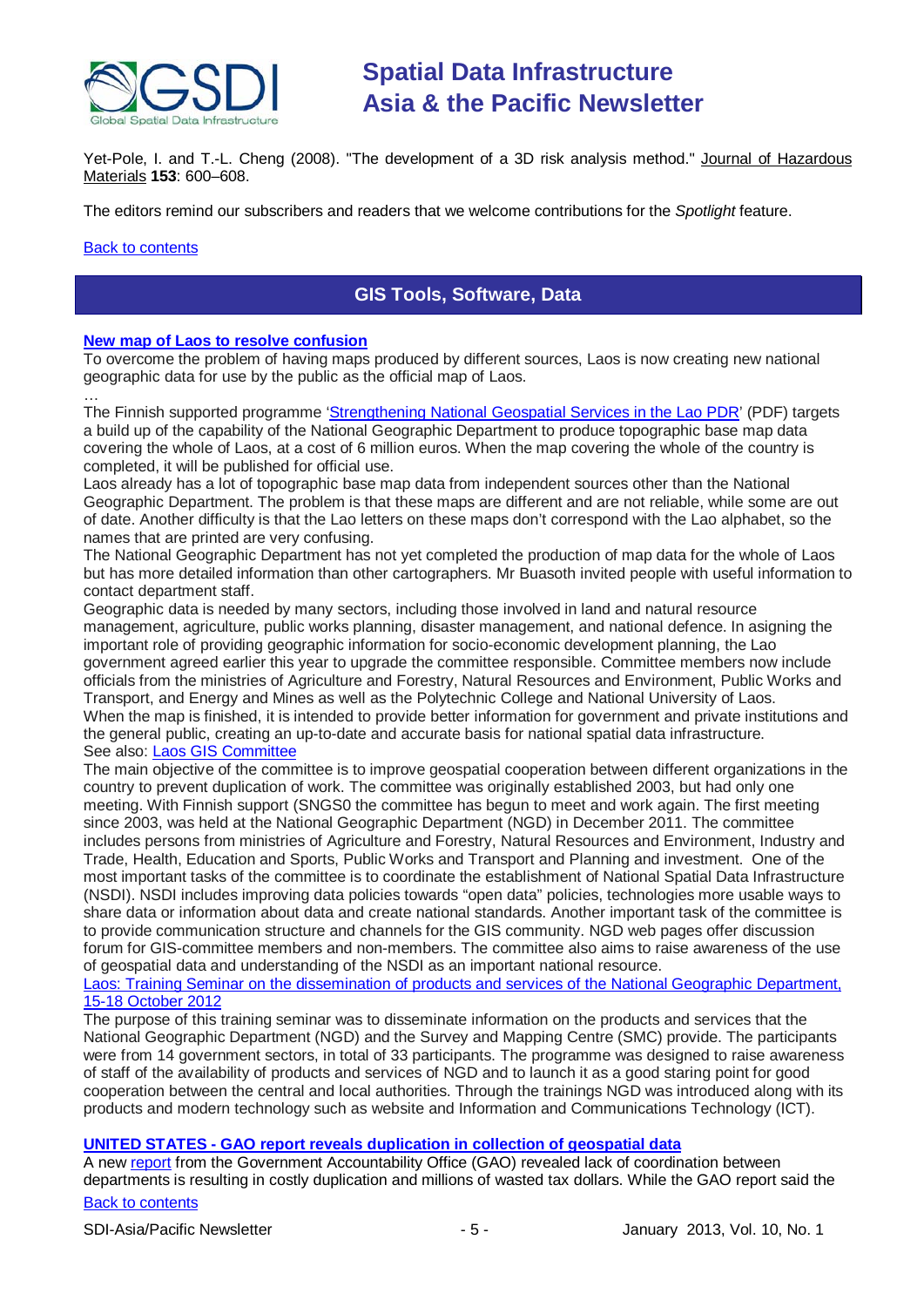Yet-Pole, I. and T.-L. Cheng (2008). "The development of a 3D risk analysis method." Journal of Hazardous Materials **153**: 600–608.

The editors remind our subscribers and readers that we welcome contributions for the *Spotlight* feature.

Back to contents

## GIS Tools, Software, Data

### New map of Laos to resolve confusion

To overcome the problem of having maps produced by different sources, Laos is now creating new national geographic data for use by the public as the official map of Laos.

…

The Finnish supported programme 'Strengthening National Geospatial Services in the Lao PDR' (PDF) targets a build up of the capability of the National Geographic Department to produce topographic base map data covering the whole of Laos, at a cost of 6 million euros. When the map covering the whole of the country is completed, it will be published for official use.

Laos already has a lot of topographic base map data from independent sources other than the National Geographic Department. The problem is that these maps are different and are not reliable, while some are out of date. Another difficulty is that the Lao letters on these maps don't correspond with the Lao alphabet, so the names that are printed are very confusing.

The National Geographic Department has not yet completed the production of map data for the whole of Laos but has more detailed information than other cartographers. Mr Buasoth invited people with useful information to contact department staff.

Geographic data is needed by many sectors, including those involved in land and natural resource management, agriculture, public works planning, disaster management, and national defence. In asigning the important role of providing geographic information for socio-economic development planning, the Lao government agreed earlier this year to upgrade the committee responsible. Committee members now include officials from the ministries of Agriculture and Forestry, Natural Resources and Environment, Public Works and Transport, and Energy and Mines as well as the Polytechnic College and National University of Laos.

When the map is finished, it is intended to provide better information for government and private institutions and the general public, creating an up-to-date and accurate basis for national spatial data infrastructure.

See also: Laos GIS Committee

The main objective of the committee is to improve geospatial cooperation between different organizations in the country to prevent duplication of work. The committee was originally established 2003, but had only one meeting. With Finnish support (SNGS0 the committee has begun to meet and work again. The first meeting since 2003, was held at the National Geographic Department (NGD) in December 2011. The committee includes persons from ministries of Agriculture and Forestry, Natural Resources and Environment, Industry and Trade, Health, Education and Sports, Public Works and Transport and Planning and investment. One of the most important tasks of the committee is to coordinate the establishment of National Spatial Data Infrastructure (NSDI). NSDI includes improving data policies towards "open data" policies, technologies more usable ways to share data or information about data and create national standards. Another important task of the committee is to provide communication structure and channels for the GIS community. NGD web pages offer discussion forum for GIS-committee members and non-members. The committee also aims to raise awareness of the use of geospatial data and understanding of the NSDI as an important national resource.

Laos: Training Seminar on the dissemination of products and services of the National Geographic Department, 15-18 October 2012

The purpose of this training seminar was to disseminate information on the products and services that the National Geographic Department (NGD) and the Survey and Mapping Centre (SMC) provide. The participants were from 14 government sectors, in total of 33 participants. The programme was designed to raise awareness of staff of the availability of products and services of NGD and to launch it as a good staring point for good cooperation between the central and local authorities. Through the trainings NGD was introduced along with its products and modern technology such as website and Information and Communications Technology (ICT).

### UNITED STATES - GAO report reveals duplication in collection of geospatial data

A new report from the Government Accountability Office (GAO) revealed lack of coordination between departments is resulting in costly duplication and millions of wasted tax dollars. While the GAO report said the

Back to contents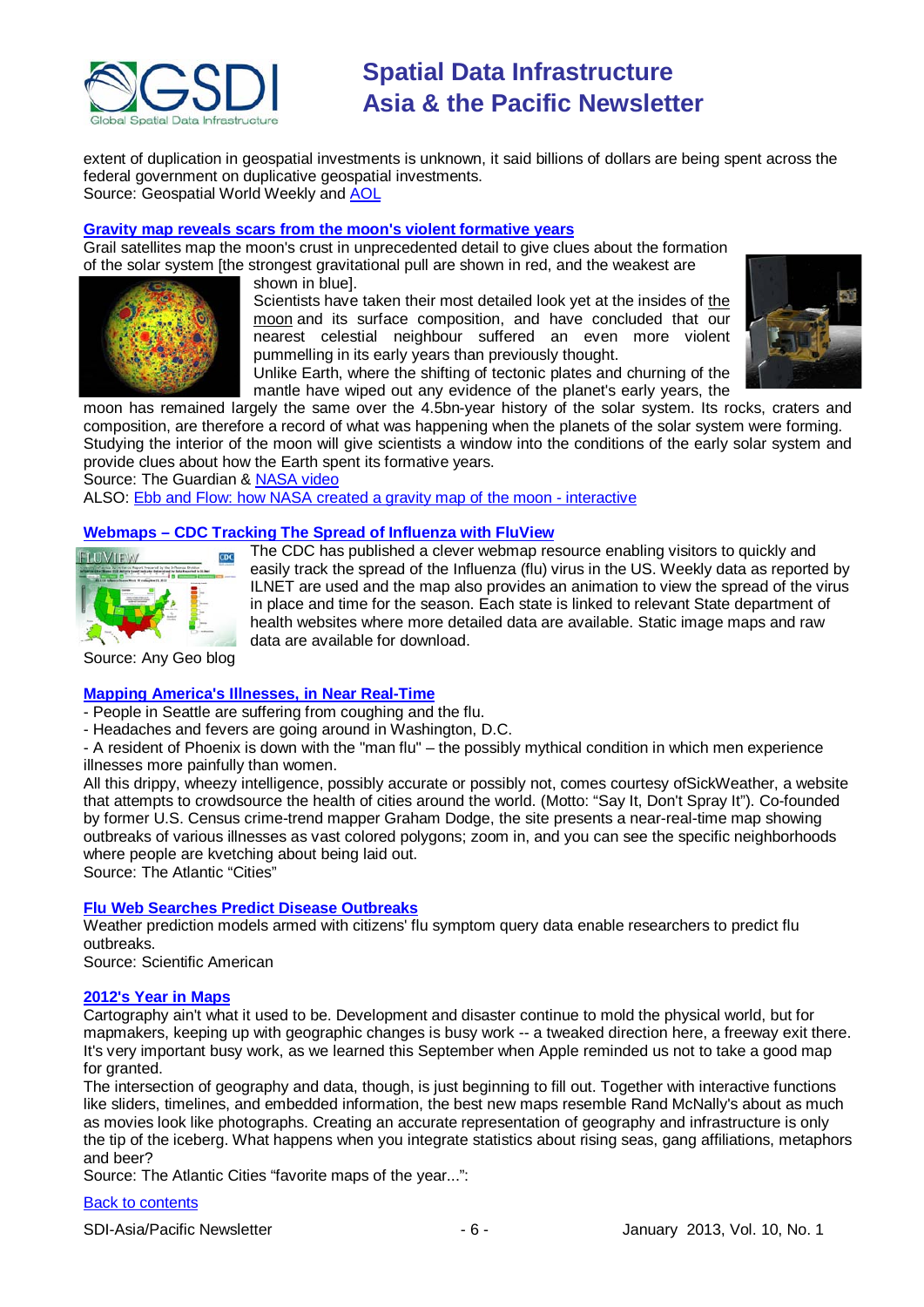extent of duplication in geospatial investments is unknown, it said billions of dollars are being spent across the federal government on duplicative geospatial investments.
Source: Geospatial World Weekly and AOL

### Gravity map reveals scars from the moon's violent formative years

Grail satellites map the moon's crust in unprecedented detail to give clues about the formation of the solar system [the strongest gravitational pull are shown in red, and the weakest are shown in blue].

Scientists have taken their most detailed look yet at the insides of the moon and its surface composition, and have concluded that our nearest celestial neighbour suffered an even more violent pummelling in its early years than previously thought.

Unlike Earth, where the shifting of tectonic plates and churning of the mantle have wiped out any evidence of the planet's early years, the moon has remained largely the same over the 4.5bn-year history of the solar system. Its rocks, craters and composition, are therefore a record of what was happening when the planets of the solar system were forming. Studying the interior of the moon will give scientists a window into the conditions of the early solar system and provide clues about how the Earth spent its formative years.

Source: The Guardian & NASA video

ALSO: Ebb and Flow: how NASA created a gravity map of the moon - interactive

### Webmaps – CDC Tracking The Spread of Influenza with FluView

The CDC has published a clever webmap resource enabling visitors to quickly and easily track the spread of the Influenza (flu) virus in the US. Weekly data as reported by ILNET are used and the map also provides an animation to view the spread of the virus in place and time for the season. Each state is linked to relevant State department of health websites where more detailed data are available. Static image maps and raw data are available for download.

Source: Any Geo blog

### Mapping America's Illnesses, in Near Real-Time

- People in Seattle are suffering from coughing and the flu.
- Headaches and fevers are going around in Washington, D.C.
- A resident of Phoenix is down with the "man flu" – the possibly mythical condition in which men experience illnesses more painfully than women.

All this drippy, wheezy intelligence, possibly accurate or possibly not, comes courtesy ofSickWeather, a website that attempts to crowdsource the health of cities around the world. (Motto: "Say It, Don't Spray It"). Co-founded by former U.S. Census crime-trend mapper Graham Dodge, the site presents a near-real-time map showing outbreaks of various illnesses as vast colored polygons; zoom in, and you can see the specific neighborhoods where people are kvetching about being laid out.

Source: The Atlantic "Cities"

### Flu Web Searches Predict Disease Outbreaks

Weather prediction models armed with citizens' flu symptom query data enable researchers to predict flu outbreaks.

Source: Scientific American

### 2012's Year in Maps

Cartography ain't what it used to be. Development and disaster continue to mold the physical world, but for mapmakers, keeping up with geographic changes is busy work -- a tweaked direction here, a freeway exit there. It's very important busy work, as we learned this September when Apple reminded us not to take a good map for granted.

The intersection of geography and data, though, is just beginning to fill out. Together with interactive functions like sliders, timelines, and embedded information, the best new maps resemble Rand McNally's about as much as movies look like photographs. Creating an accurate representation of geography and infrastructure is only the tip of the iceberg. What happens when you integrate statistics about rising seas, gang affiliations, metaphors and beer?

Source: The Atlantic Cities "favorite maps of the year...":

Back to contents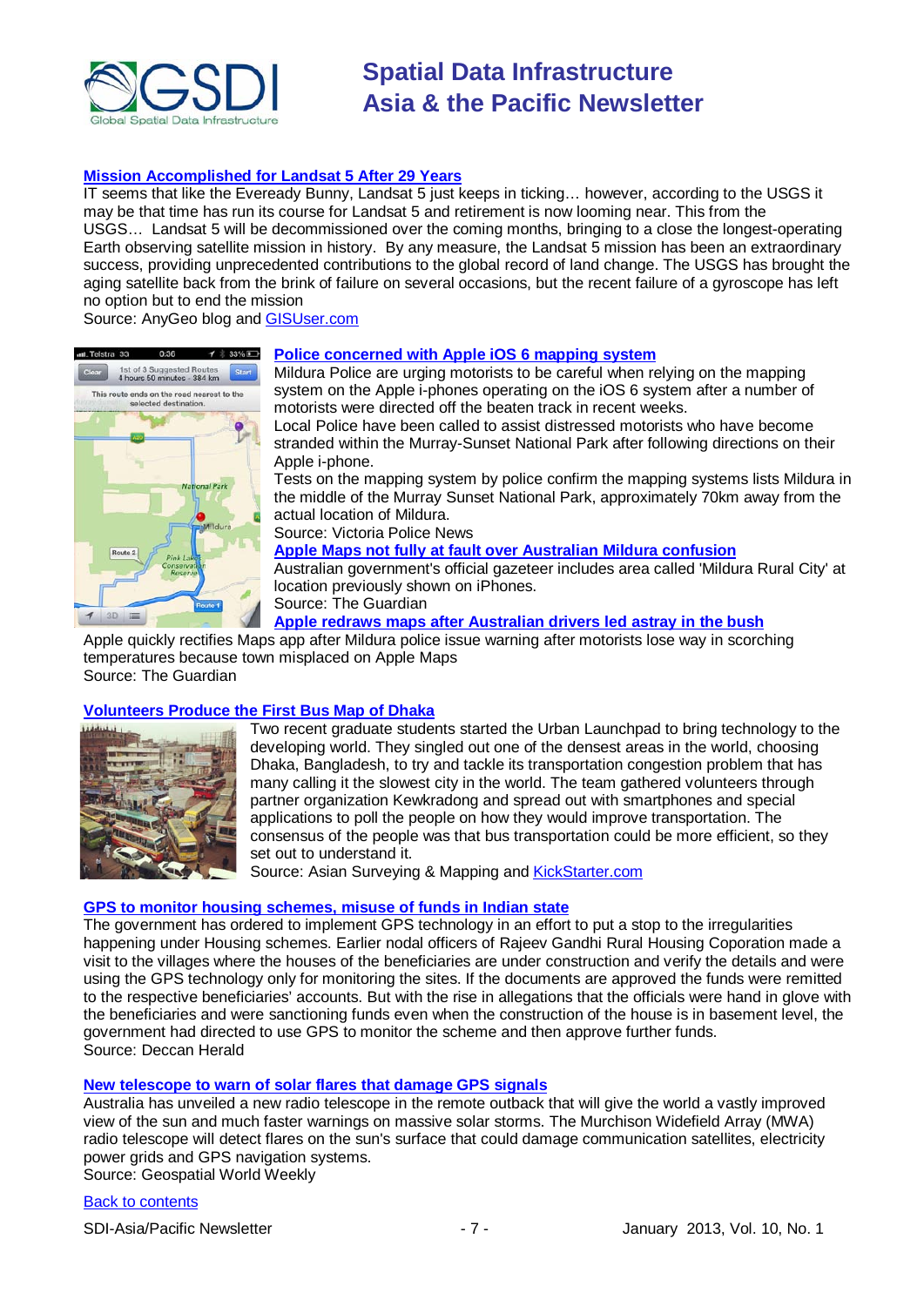### [Mission Accomplished for Landsat 5 After 29 Years]

IT seems that like the Eveready Bunny, Landsat 5 just keeps in ticking… however, according to the USGS it may be that time has run its course for Landsat 5 and retirement is now looming near. This from the USGS… Landsat 5 will be decommissioned over the coming months, bringing to a close the longest-operating Earth observing satellite mission in history. By any measure, the Landsat 5 mission has been an extraordinary success, providing unprecedented contributions to the global record of land change. The USGS has brought the aging satellite back from the brink of failure on several occasions, but the recent failure of a gyroscope has left no option but to end the mission

Source: AnyGeo blog and GISUser.com

### Police concerned with Apple iOS 6 mapping system

Mildura Police are urging motorists to be careful when relying on the mapping system on the Apple i-phones operating on the iOS 6 system after a number of motorists were directed off the beaten track in recent weeks.

Local Police have been called to assist distressed motorists who have become stranded within the Murray-Sunset National Park after following directions on their Apple i-phone.

Tests on the mapping system by police confirm the mapping systems lists Mildura in the middle of the Murray Sunset National Park, approximately 70km away from the actual location of Mildura.

Source: Victoria Police News

### Apple Maps not fully at fault over Australian Mildura confusion

Australian government's official gazeteer includes area called 'Mildura Rural City' at location previously shown on iPhones.

Source: The Guardian

### Apple redraws maps after Australian drivers led astray in the bush

Apple quickly rectifies Maps app after Mildura police issue warning after motorists lose way in scorching temperatures because town misplaced on Apple Maps

Source: The Guardian

### Volunteers Produce the First Bus Map of Dhaka

Two recent graduate students started the Urban Launchpad to bring technology to the developing world. They singled out one of the densest areas in the world, choosing Dhaka, Bangladesh, to try and tackle its transportation congestion problem that has many calling it the slowest city in the world. The team gathered volunteers through partner organization Kewkradong and spread out with smartphones and special applications to poll the people on how they would improve transportation. The consensus of the people was that bus transportation could be more efficient, so they set out to understand it.

Source: Asian Surveying & Mapping and KickStarter.com

### GPS to monitor housing schemes, misuse of funds in Indian state

The government has ordered to implement GPS technology in an effort to put a stop to the irregularities happening under Housing schemes. Earlier nodal officers of Rajeev Gandhi Rural Housing Coporation made a visit to the villages where the houses of the beneficiaries are under construction and verify the details and were using the GPS technology only for monitoring the sites. If the documents are approved the funds were remitted to the respective beneficiaries' accounts. But with the rise in allegations that the officials were hand in glove with the beneficiaries and were sanctioning funds even when the construction of the house is in basement level, the government had directed to use GPS to monitor the scheme and then approve further funds.

Source: Deccan Herald

### New telescope to warn of solar flares that damage GPS signals

Australia has unveiled a new radio telescope in the remote outback that will give the world a vastly improved view of the sun and much faster warnings on massive solar storms. The Murchison Widefield Array (MWA) radio telescope will detect flares on the sun's surface that could damage communication satellites, electricity power grids and GPS navigation systems.

Source: Geospatial World Weekly

Back to contents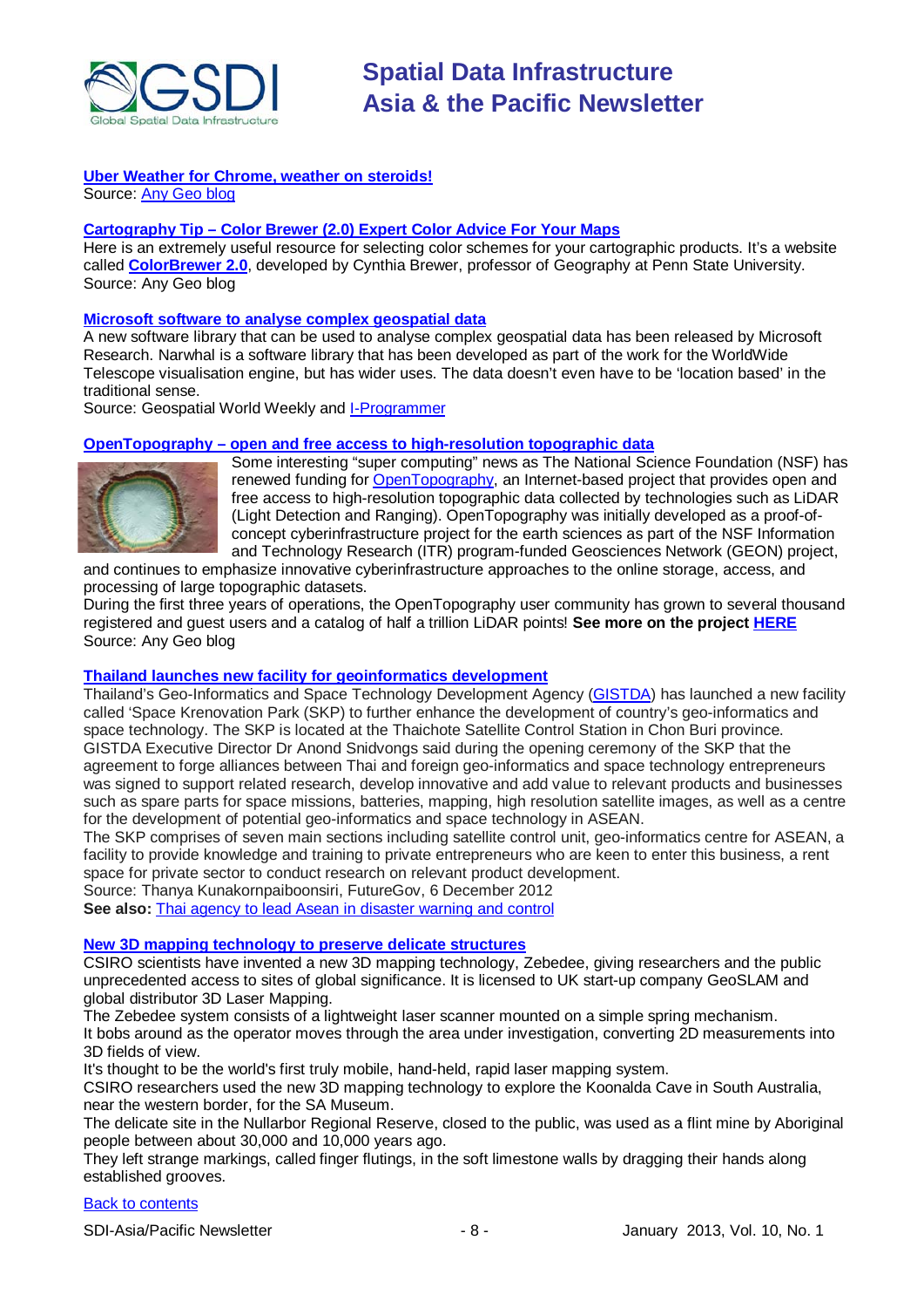**Uber Weather for Chrome, weather on steroids!**
Source: Any Geo blog

**Cartography Tip – Color Brewer (2.0) Expert Color Advice For Your Maps**
Here is an extremely useful resource for selecting color schemes for your cartographic products. It's a website called **ColorBrewer 2.0**, developed by Cynthia Brewer, professor of Geography at Penn State University.
Source: Any Geo blog

**Microsoft software to analyse complex geospatial data**
A new software library that can be used to analyse complex geospatial data has been released by Microsoft Research. Narwhal is a software library that has been developed as part of the work for the WorldWide Telescope visualisation engine, but has wider uses. The data doesn't even have to be 'location based' in the traditional sense.
Source: Geospatial World Weekly and I-Programmer

**OpenTopography – open and free access to high-resolution topographic data**
Some interesting "super computing" news as The National Science Foundation (NSF) has renewed funding for OpenTopography, an Internet-based project that provides open and free access to high-resolution topographic data collected by technologies such as LiDAR (Light Detection and Ranging). OpenTopography was initially developed as a proof-of-concept cyberinfrastructure project for the earth sciences as part of the NSF Information and Technology Research (ITR) program-funded Geosciences Network (GEON) project, and continues to emphasize innovative cyberinfrastructure approaches to the online storage, access, and processing of large topographic datasets.
During the first three years of operations, the OpenTopography user community has grown to several thousand registered and guest users and a catalog of half a trillion LiDAR points! **See more on the project HERE**
Source: Any Geo blog

**Thailand launches new facility for geoinformatics development**
Thailand's Geo-Informatics and Space Technology Development Agency (GISTDA) has launched a new facility called 'Space Krenovation Park (SKP) to further enhance the development of country's geo-informatics and space technology. The SKP is located at the Thaichote Satellite Control Station in Chon Buri province.
GISTDA Executive Director Dr Anond Snidvongs said during the opening ceremony of the SKP that the agreement to forge alliances between Thai and foreign geo-informatics and space technology entrepreneurs was signed to support related research, develop innovative and add value to relevant products and businesses such as spare parts for space missions, batteries, mapping, high resolution satellite images, as well as a centre for the development of potential geo-informatics and space technology in ASEAN.
The SKP comprises of seven main sections including satellite control unit, geo-informatics centre for ASEAN, a facility to provide knowledge and training to private entrepreneurs who are keen to enter this business, a rent space for private sector to conduct research on relevant product development.
Source: Thanya Kunakornpaiboonsiri, FutureGov, 6 December 2012
**See also:** Thai agency to lead Asean in disaster warning and control

**New 3D mapping technology to preserve delicate structures**
CSIRO scientists have invented a new 3D mapping technology, Zebedee, giving researchers and the public unprecedented access to sites of global significance. It is licensed to UK start-up company GeoSLAM and global distributor 3D Laser Mapping.
The Zebedee system consists of a lightweight laser scanner mounted on a simple spring mechanism.
It bobs around as the operator moves through the area under investigation, converting 2D measurements into 3D fields of view.
It's thought to be the world's first truly mobile, hand-held, rapid laser mapping system.
CSIRO researchers used the new 3D mapping technology to explore the Koonalda Cave in South Australia, near the western border, for the SA Museum.
The delicate site in the Nullarbor Regional Reserve, closed to the public, was used as a flint mine by Aboriginal people between about 30,000 and 10,000 years ago.
They left strange markings, called finger flutings, in the soft limestone walls by dragging their hands along established grooves.

Back to contents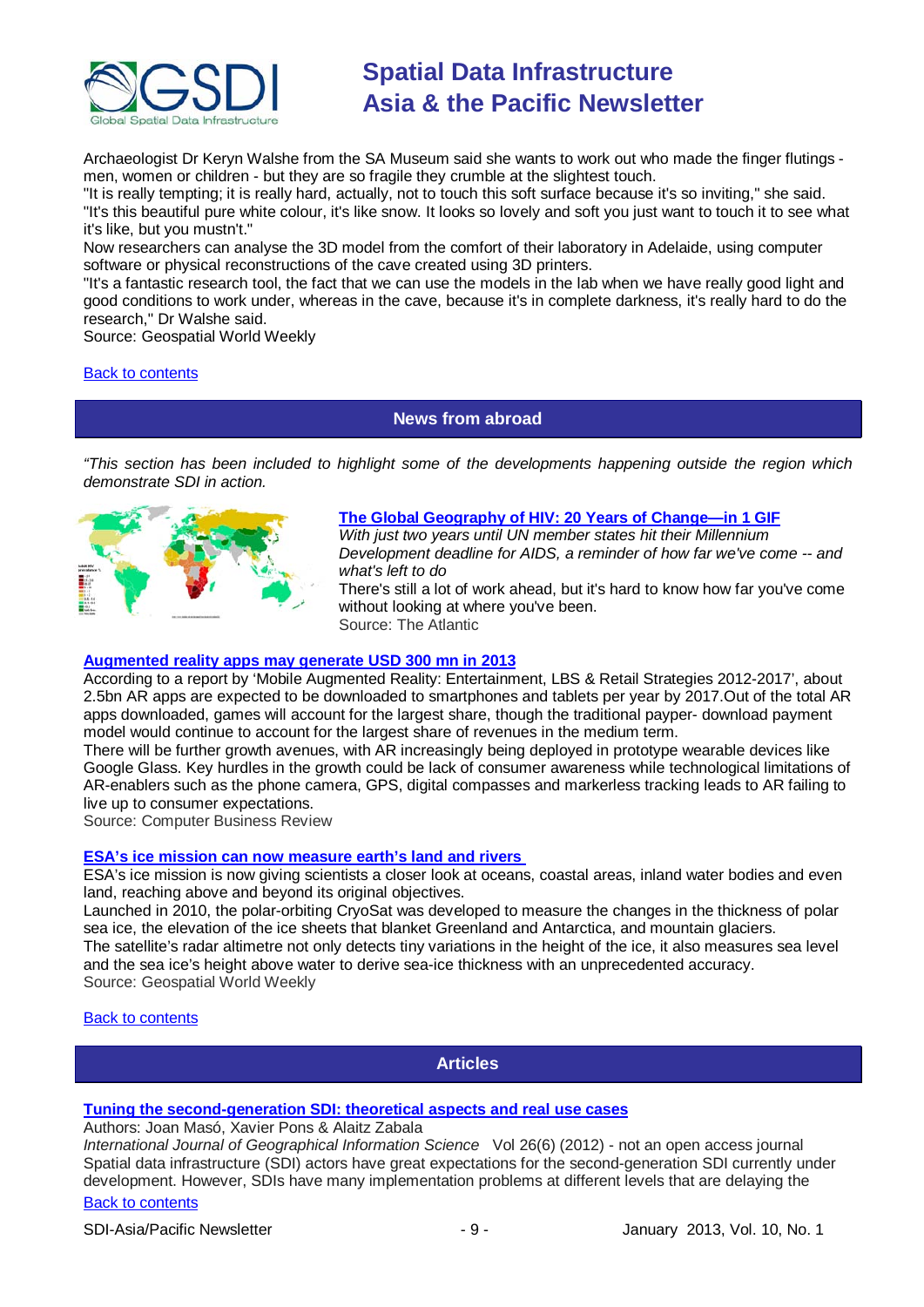Archaeologist Dr Keryn Walshe from the SA Museum said she wants to work out who made the finger flutings - men, women or children - but they are so fragile they crumble at the slightest touch.
"It is really tempting; it is really hard, actually, not to touch this soft surface because it's so inviting," she said. "It's this beautiful pure white colour, it's like snow. It looks so lovely and soft you just want to touch it to see what it's like, but you mustn't."
Now researchers can analyse the 3D model from the comfort of their laboratory in Adelaide, using computer software or physical reconstructions of the cave created using 3D printers.
"It's a fantastic research tool, the fact that we can use the models in the lab when we have really good light and good conditions to work under, whereas in the cave, because it's in complete darkness, it's really hard to do the research," Dr Walshe said.
Source: Geospatial World Weekly

[Back to contents]

## News from abroad

*"This section has been included to highlight some of the developments happening outside the region which demonstrate SDI in action.*

### [The Global Geography of HIV: 20 Years of Change—in 1 GIF]

*With just two years until UN member states hit their Millennium Development deadline for AIDS, a reminder of how far we've come -- and what's left to do*
There's still a lot of work ahead, but it's hard to know how far you've come without looking at where you've been.
Source: The Atlantic

### [Augmented reality apps may generate USD 300 mn in 2013]

According to a report by 'Mobile Augmented Reality: Entertainment, LBS & Retail Strategies 2012-2017', about 2.5bn AR apps are expected to be downloaded to smartphones and tablets per year by 2017.Out of the total AR apps downloaded, games will account for the largest share, though the traditional paper- download payment model would continue to account for the largest share of revenues in the medium term.
There will be further growth avenues, with AR increasingly being deployed in prototype wearable devices like Google Glass. Key hurdles in the growth could be lack of consumer awareness while technological limitations of AR-enablers such as the phone camera, GPS, digital compasses and markerless tracking leads to AR failing to live up to consumer expectations.
Source: Computer Business Review

### [ESA's ice mission can now measure earth's land and rivers]

ESA's ice mission is now giving scientists a closer look at oceans, coastal areas, inland water bodies and even land, reaching above and beyond its original objectives.
Launched in 2010, the polar-orbiting CryoSat was developed to measure the changes in the thickness of polar sea ice, the elevation of the ice sheets that blanket Greenland and Antarctica, and mountain glaciers.
The satellite's radar altimetre not only detects tiny variations in the height of the ice, it also measures sea level and the sea ice's height above water to derive sea-ice thickness with an unprecedented accuracy.
Source: Geospatial World Weekly

[Back to contents]

## Articles

### [Tuning the second-generation SDI: theoretical aspects and real use cases]

Authors: Joan Masó, Xavier Pons & Alaitz Zabala
*International Journal of Geographical Information Science* Vol 26(6) (2012) - not an open access journal
Spatial data infrastructure (SDI) actors have great expectations for the second-generation SDI currently under development. However, SDIs have many implementation problems at different levels that are delaying the

[Back to contents]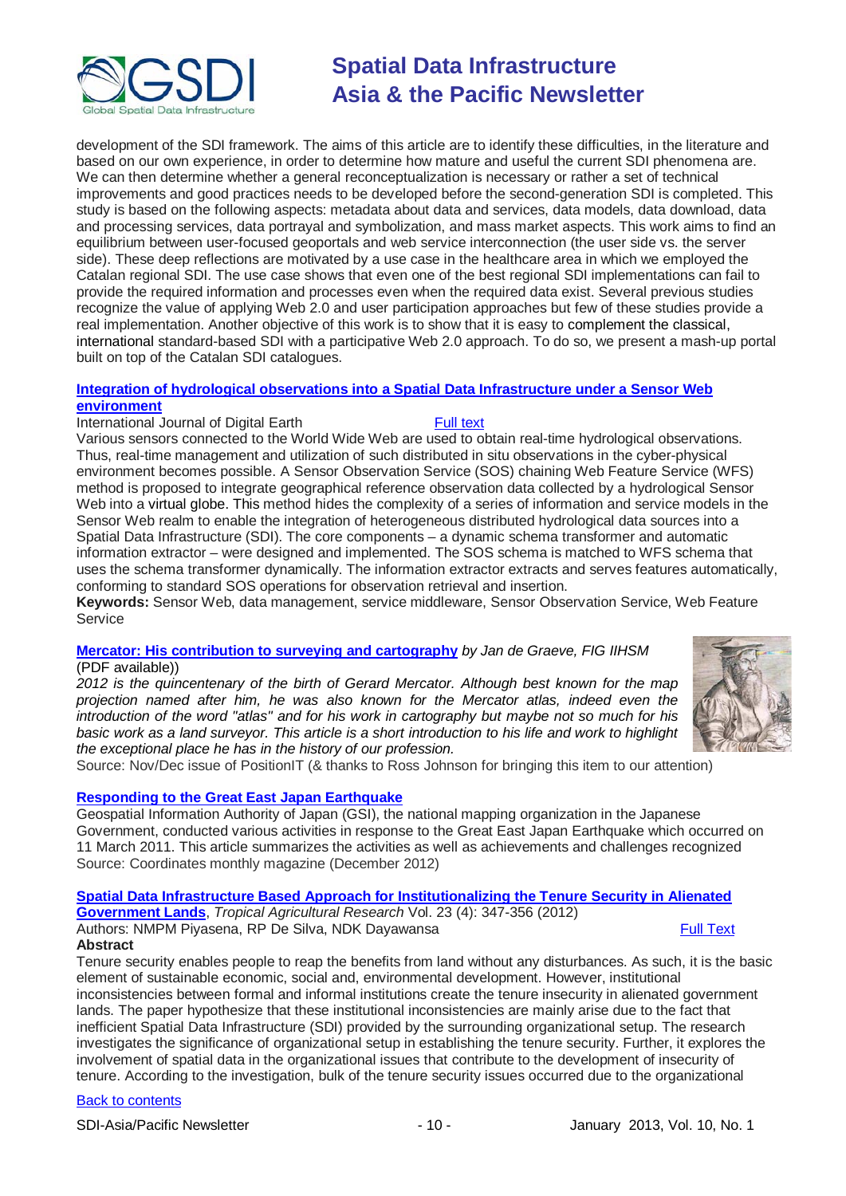development of the SDI framework. The aims of this article are to identify these difficulties, in the literature and based on our own experience, in order to determine how mature and useful the current SDI phenomena are. We can then determine whether a general reconceptualization is necessary or rather a set of technical improvements and good practices needs to be developed before the second-generation SDI is completed. This study is based on the following aspects: metadata about data and services, data models, data download, data and processing services, data portrayal and symbolization, and mass market aspects. This work aims to find an equilibrium between user-focused geoportals and web service interconnection (the user side vs. the server side). These deep reflections are motivated by a use case in the healthcare area in which we employed the Catalan regional SDI. The use case shows that even one of the best regional SDI implementations can fail to provide the required information and processes even when the required data exist. Several previous studies recognize the value of applying Web 2.0 and user participation approaches but few of these studies provide a real implementation. Another objective of this work is to show that it is easy to complement the classical, international standard-based SDI with a participative Web 2.0 approach. To do so, we present a mash-up portal built on top of the Catalan SDI catalogues.

**Integration of hydrological observations into a Spatial Data Infrastructure under a Sensor Web environment**
International Journal of Digital Earth — Full text

Various sensors connected to the World Wide Web are used to obtain real-time hydrological observations. Thus, real-time management and utilization of such distributed in situ observations in the cyber-physical environment becomes possible. A Sensor Observation Service (SOS) chaining Web Feature Service (WFS) method is proposed to integrate geographical reference observation data collected by a hydrological Sensor Web into a virtual globe. This method hides the complexity of a series of information and service models in the Sensor Web realm to enable the integration of heterogeneous distributed hydrological data sources into a Spatial Data Infrastructure (SDI). The core components – a dynamic schema transformer and automatic information extractor – were designed and implemented. The SOS schema is matched to WFS schema that uses the schema transformer dynamically. The information extractor extracts and serves features automatically, conforming to standard SOS operations for observation retrieval and insertion.

**Keywords:** Sensor Web, data management, service middleware, Sensor Observation Service, Web Feature Service

**Mercator: His contribution to surveying and cartography** *by Jan de Graeve, FIG IIHSM* (PDF available))

*2012 is the quincentenary of the birth of Gerard Mercator. Although best known for the map projection named after him, he was also known for the Mercator atlas, indeed even the introduction of the word "atlas" for his work in cartography but maybe not so much for his basic work as a land surveyor. This article is a short introduction to his life and work to highlight the exceptional place he has in the history of our profession.*

Source: Nov/Dec issue of PositionIT (& thanks to Ross Johnson for bringing this item to our attention)

**Responding to the Great East Japan Earthquake**

Geospatial Information Authority of Japan (GSI), the national mapping organization in the Japanese Government, conducted various activities in response to the Great East Japan Earthquake which occurred on 11 March 2011. This article summarizes the activities as well as achievements and challenges recognized

Source: Coordinates monthly magazine (December 2012)

**Spatial Data Infrastructure Based Approach for Institutionalizing the Tenure Security in Alienated Government Lands**, *Tropical Agricultural Research* Vol. 23 (4): 347-356 (2012)
Authors: NMPM Piyasena, RP De Silva, NDK Dayawansa — Full Text

**Abstract**

Tenure security enables people to reap the benefits from land without any disturbances. As such, it is the basic element of sustainable economic, social and, environmental development. However, institutional inconsistencies between formal and informal institutions create the tenure insecurity in alienated government lands. The paper hypothesize that these institutional inconsistencies are mainly arise due to the fact that inefficient Spatial Data Infrastructure (SDI) provided by the surrounding organizational setup. The research investigates the significance of organizational setup in establishing the tenure security. Further, it explores the involvement of spatial data in the organizational issues that contribute to the development of insecurity of tenure. According to the investigation, bulk of the tenure security issues occurred due to the organizational

Back to contents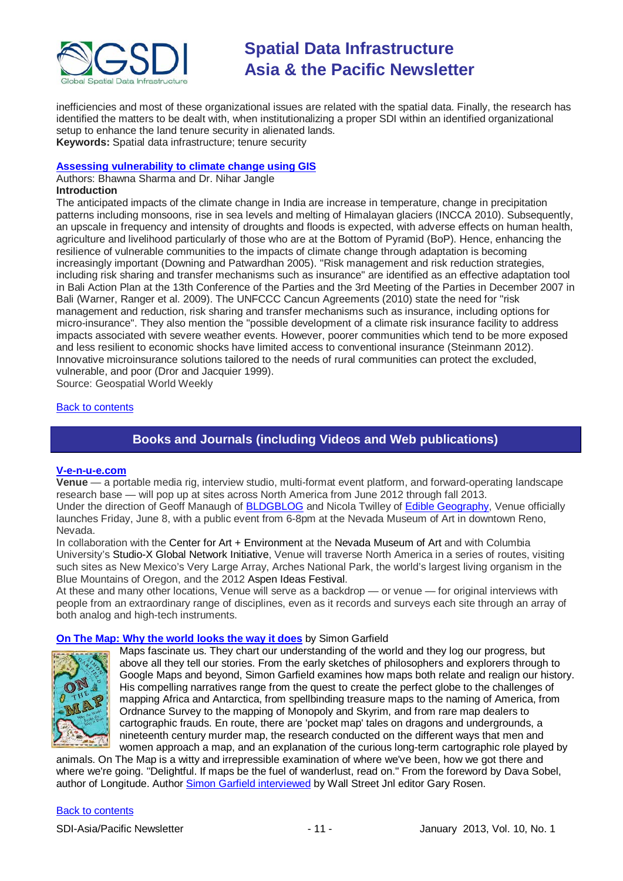inefficiencies and most of these organizational issues are related with the spatial data. Finally, the research has identified the matters to be dealt with, when institutionalizing a proper SDI within an identified organizational setup to enhance the land tenure security in alienated lands.
**Keywords:** Spatial data infrastructure; tenure security

**[Assessing vulnerability to climate change using GIS]**
Authors: Bhawna Sharma and Dr. Nihar Jangle
**Introduction**
The anticipated impacts of the climate change in India are increase in temperature, change in precipitation patterns including monsoons, rise in sea levels and melting of Himalayan glaciers (INCCA 2010). Subsequently, an upscale in frequency and intensity of droughts and floods is expected, with adverse effects on human health, agriculture and livelihood particularly of those who are at the Bottom of Pyramid (BoP). Hence, enhancing the resilience of vulnerable communities to the impacts of climate change through adaptation is becoming increasingly important (Downing and Patwardhan 2005). "Risk management and risk reduction strategies, including risk sharing and transfer mechanisms such as insurance" are identified as an effective adaptation tool in Bali Action Plan at the 13th Conference of the Parties and the 3rd Meeting of the Parties in December 2007 in Bali (Warner, Ranger et al. 2009). The UNFCCC Cancun Agreements (2010) state the need for "risk management and reduction, risk sharing and transfer mechanisms such as insurance, including options for micro-insurance". They also mention the "possible development of a climate risk insurance facility to address impacts associated with severe weather events. However, poorer communities which tend to be more exposed and less resilient to economic shocks have limited access to conventional insurance (Steinmann 2012). Innovative microinsurance solutions tailored to the needs of rural communities can protect the excluded, vulnerable, and poor (Dror and Jacquier 1999).
Source: Geospatial World Weekly

Back to contents

## Books and Journals (including Videos and Web publications)

**V-e-n-u-e.com**
**Venue** — a portable media rig, interview studio, multi-format event platform, and forward-operating landscape research base — will pop up at sites across North America from June 2012 through fall 2013.
Under the direction of Geoff Manaugh of BLDGBLOG and Nicola Twilley of Edible Geography, Venue officially launches Friday, June 8, with a public event from 6-8pm at the Nevada Museum of Art in downtown Reno, Nevada.
In collaboration with the Center for Art + Environment at the Nevada Museum of Art and with Columbia University's Studio-X Global Network Initiative, Venue will traverse North America in a series of routes, visiting such sites as New Mexico's Very Large Array, Arches National Park, the world's largest living organism in the Blue Mountains of Oregon, and the 2012 Aspen Ideas Festival.
At these and many other locations, Venue will serve as a backdrop — or venue — for original interviews with people from an extraordinary range of disciplines, even as it records and surveys each site through an array of both analog and high-tech instruments.

**On The Map: Why the world looks the way it does** by Simon Garfield
Maps fascinate us. They chart our understanding of the world and they log our progress, but above all they tell our stories. From the early sketches of philosophers and explorers through to Google Maps and beyond, Simon Garfield examines how maps both relate and realign our history. His compelling narratives range from the quest to create the perfect globe to the challenges of mapping Africa and Antarctica, from spellbinding treasure maps to the naming of America, from Ordnance Survey to the mapping of Monopoly and Skyrim, and from rare map dealers to cartographic frauds. En route, there are 'pocket map' tales on dragons and undergrounds, a nineteenth century murder map, the research conducted on the different ways that men and women approach a map, and an explanation of the curious long-term cartographic role played by animals. On The Map is a witty and irrepressible examination of where we've been, how we got there and where we're going. "Delightful. If maps be the fuel of wanderlust, read on." From the foreword by Dava Sobel, author of Longitude. Author Simon Garfield interviewed by Wall Street Jnl editor Gary Rosen.

Back to contents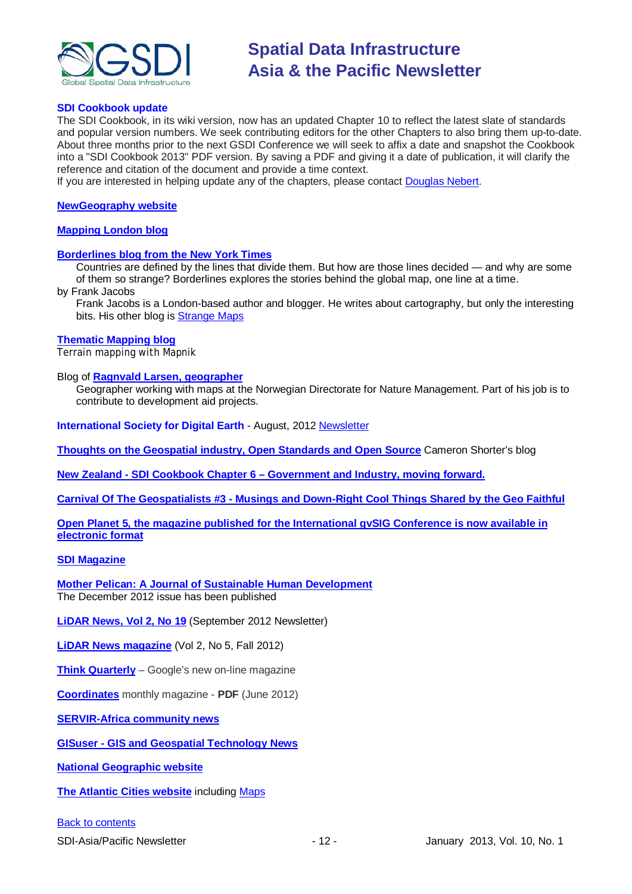**SDI Cookbook update**

The SDI Cookbook, in its wiki version, now has an updated Chapter 10 to reflect the latest slate of standards and popular version numbers. We seek contributing editors for the other Chapters to also bring them up-to-date. About three months prior to the next GSDI Conference we will seek to affix a date and snapshot the Cookbook into a "SDI Cookbook 2013" PDF version. By saving a PDF and giving it a date of publication, it will clarify the reference and citation of the document and provide a time context.
If you are interested in helping update any of the chapters, please contact Douglas Nebert.

**NewGeography website**

**Mapping London blog**

**Borderlines blog from the New York Times**

> Countries are defined by the lines that divide them. But how are those lines decided — and why are some of them so strange? Borderlines explores the stories behind the global map, one line at a time.

by Frank Jacobs

> Frank Jacobs is a London-based author and blogger. He writes about cartography, but only the interesting bits. His other blog is Strange Maps

**Thematic Mapping blog**
Terrain mapping with Mapnik

Blog of **Ragnvald Larsen, geographer**

> Geographer working with maps at the Norwegian Directorate for Nature Management. Part of his job is to contribute to development aid projects.

**International Society for Digital Earth** - August, 2012 Newsletter

**Thoughts on the Geospatial industry, Open Standards and Open Source** Cameron Shorter's blog

**New Zealand - SDI Cookbook Chapter 6 – Government and Industry, moving forward.**

**Carnival Of The Geospatialists #3 - Musings and Down-Right Cool Things Shared by the Geo Faithful**

**Open Planet 5, the magazine published for the International gvSIG Conference is now available in electronic format**

**SDI Magazine**

**Mother Pelican: A Journal of Sustainable Human Development**
The December 2012 issue has been published

**LiDAR News, Vol 2, No 19** (September 2012 Newsletter)

**LiDAR News magazine** (Vol 2, No 5, Fall 2012)

**Think Quarterly** – Google's new on-line magazine

**Coordinates** monthly magazine - **PDF** (June 2012)

**SERVIR-Africa community news**

**GISuser - GIS and Geospatial Technology News**

**National Geographic website**

**The Atlantic Cities website** including Maps

Back to contents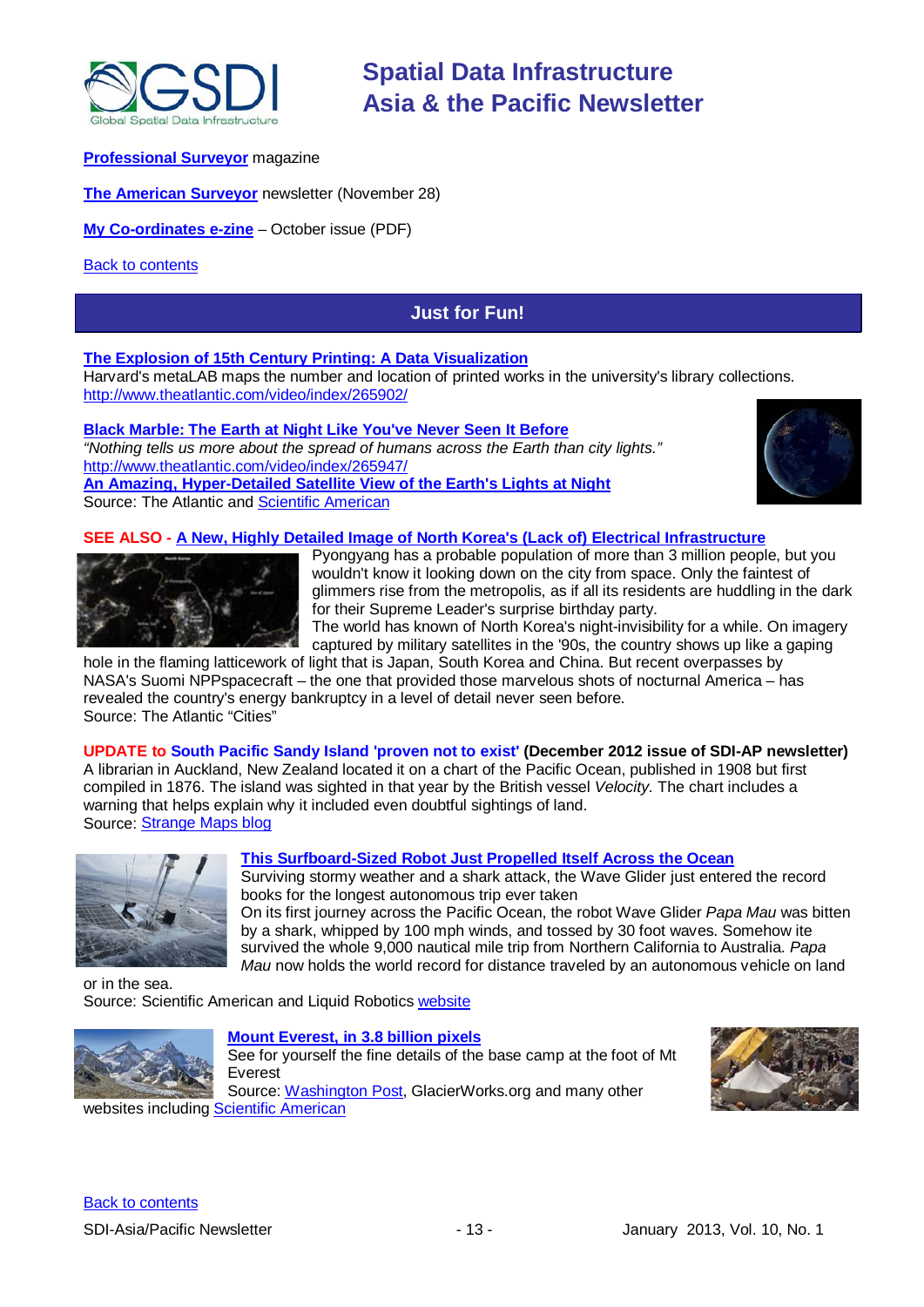**Professional Surveyor** magazine

**The American Surveyor** newsletter (November 28)

**My Co-ordinates e-zine** – October issue (PDF)

Back to contents

## Just for Fun!

**The Explosion of 15th Century Printing: A Data Visualization**
Harvard's metaLAB maps the number and location of printed works in the university's library collections.
http://www.theatlantic.com/video/index/265902/

**Black Marble: The Earth at Night Like You've Never Seen It Before**
*"Nothing tells us more about the spread of humans across the Earth than city lights."*
http://www.theatlantic.com/video/index/265947/
**An Amazing, Hyper-Detailed Satellite View of the Earth's Lights at Night**
Source: The Atlantic and Scientific American

**SEE ALSO - A New, Highly Detailed Image of North Korea's (Lack of) Electrical Infrastructure**
Pyongyang has a probable population of more than 3 million people, but you wouldn't know it looking down on the city from space. Only the faintest of glimmers rise from the metropolis, as if all its residents are huddling in the dark for their Supreme Leader's surprise birthday party.
The world has known of North Korea's night-invisibility for a while. On imagery captured by military satellites in the '90s, the country shows up like a gaping hole in the flaming latticework of light that is Japan, South Korea and China. But recent overpasses by NASA's Suomi NPPspacecraft – the one that provided those marvelous shots of nocturnal America – has revealed the country's energy bankruptcy in a level of detail never seen before.
Source: The Atlantic "Cities"

**UPDATE to South Pacific Sandy Island 'proven not to exist' (December 2012 issue of SDI-AP newsletter)**
A librarian in Auckland, New Zealand located it on a chart of the Pacific Ocean, published in 1908 but first compiled in 1876. The island was sighted in that year by the British vessel *Velocity.* The chart includes a warning that helps explain why it included even doubtful sightings of land.
Source: Strange Maps blog

**This Surfboard-Sized Robot Just Propelled Itself Across the Ocean**
Surviving stormy weather and a shark attack, the Wave Glider just entered the record books for the longest autonomous trip ever taken
On its first journey across the Pacific Ocean, the robot Wave Glider *Papa Mau* was bitten by a shark, whipped by 100 mph winds, and tossed by 30 foot waves. Somehow ite survived the whole 9,000 nautical mile trip from Northern California to Australia. *Papa Mau* now holds the world record for distance traveled by an autonomous vehicle on land or in the sea.
Source: Scientific American and Liquid Robotics website

**Mount Everest, in 3.8 billion pixels**
See for yourself the fine details of the base camp at the foot of Mt Everest
Source: Washington Post, GlacierWorks.org and many other websites including Scientific American

Back to contents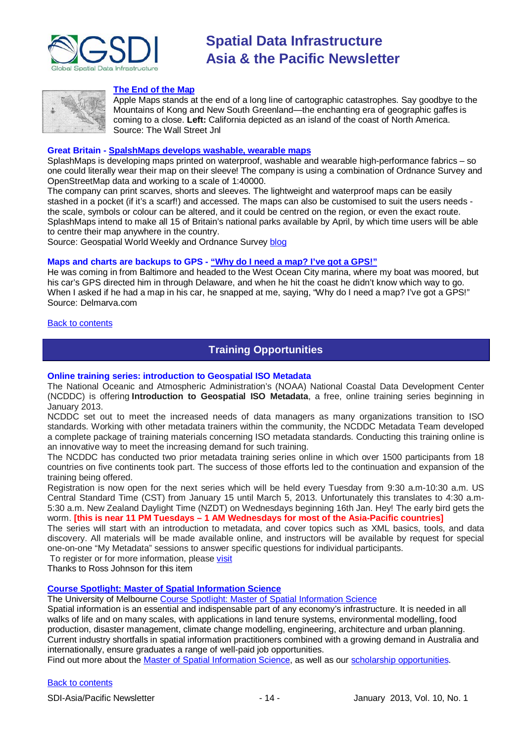### The End of the Map

Apple Maps stands at the end of a long line of cartographic catastrophes. Say goodbye to the Mountains of Kong and New South Greenland—the enchanting era of geographic gaffes is coming to a close. **Left:** California depicted as an island of the coast of North America.
Source: The Wall Street Jnl

### Great Britain - SpalshMaps develops washable, wearable maps

SplashMaps is developing maps printed on waterproof, washable and wearable high-performance fabrics – so one could literally wear their map on their sleeve! The company is using a combination of Ordnance Survey and OpenStreetMap data and working to a scale of 1:40000.
The company can print scarves, shorts and sleeves. The lightweight and waterproof maps can be easily stashed in a pocket (if it's a scarf!) and accessed. The maps can also be customised to suit the users needs - the scale, symbols or colour can be altered, and it could be centred on the region, or even the exact route. SplashMaps intend to make all 15 of Britain's national parks available by April, by which time users will be able to centre their map anywhere in the country.
Source: Geospatial World Weekly and Ordnance Survey blog

### Maps and charts are backups to GPS - "Why do I need a map? I've got a GPS!"

He was coming in from Baltimore and headed to the West Ocean City marina, where my boat was moored, but his car's GPS directed him in through Delaware, and when he hit the coast he didn't know which way to go. When I asked if he had a map in his car, he snapped at me, saying, "Why do I need a map? I've got a GPS!"
Source: Delmarva.com

Back to contents

## Training Opportunities

### Online training series: introduction to Geospatial ISO Metadata

The National Oceanic and Atmospheric Administration's (NOAA) National Coastal Data Development Center (NCDDC) is offering **Introduction to Geospatial ISO Metadata**, a free, online training series beginning in January 2013.
NCDDC set out to meet the increased needs of data managers as many organizations transition to ISO standards. Working with other metadata trainers within the community, the NCDDC Metadata Team developed a complete package of training materials concerning ISO metadata standards. Conducting this training online is an innovative way to meet the increasing demand for such training.
The NCDDC has conducted two prior metadata training series online in which over 1500 participants from 18 countries on five continents took part. The success of those efforts led to the continuation and expansion of the training being offered.
Registration is now open for the next series which will be held every Tuesday from 9:30 a.m-10:30 a.m. US Central Standard Time (CST) from January 15 until March 5, 2013. Unfortunately this translates to 4:30 a.m-5:30 a.m. New Zealand Daylight Time (NZDT) on Wednesdays beginning 16th Jan. Hey! The early bird gets the worm. **[this is near 11 PM Tuesdays – 1 AM Wednesdays for most of the Asia-Pacific countries]**
The series will start with an introduction to metadata, and cover topics such as XML basics, tools, and data discovery. All materials will be made available online, and instructors will be available by request for special one-on-one "My Metadata" sessions to answer specific questions for individual participants.
To register or for more information, please visit
Thanks to Ross Johnson for this item

### Course Spotlight: Master of Spatial Information Science

The University of Melbourne Course Spotlight: Master of Spatial Information Science
Spatial information is an essential and indispensable part of any economy's infrastructure. It is needed in all walks of life and on many scales, with applications in land tenure systems, environmental modelling, food production, disaster management, climate change modelling, engineering, architecture and urban planning. Current industry shortfalls in spatial information practitioners combined with a growing demand in Australia and internationally, ensure graduates a range of well-paid job opportunities.
Find out more about the Master of Spatial Information Science, as well as our scholarship opportunities.

Back to contents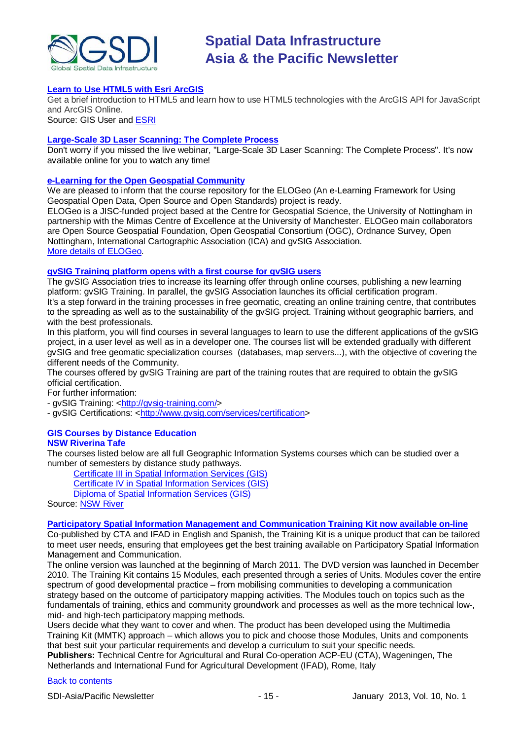**[Learn to Use HTML5 with Esri ArcGIS](#)**

Get a brief introduction to HTML5 and learn how to use HTML5 technologies with the ArcGIS API for JavaScript and ArcGIS Online.

Source: GIS User and [ESRI](#)

**[Large-Scale 3D Laser Scanning: The Complete Process](#)**

Don't worry if you missed the live webinar, "Large-Scale 3D Laser Scanning: The Complete Process". It's now available online for you to watch any time!

**[e-Learning for the Open Geospatial Community](#)**

We are pleased to inform that the course repository for the ELOGeo (An e-Learning Framework for Using Geospatial Open Data, Open Source and Open Standards) project is ready.

ELOGeo is a JISC-funded project based at the Centre for Geospatial Science, the University of Nottingham in partnership with the Mimas Centre of Excellence at the University of Manchester. ELOGeo main collaborators are Open Source Geospatial Foundation, Open Geospatial Consortium (OGC), Ordnance Survey, Open Nottingham, International Cartographic Association (ICA) and gvSIG Association.

[More details of ELOGeo](#).

**[gvSIG Training platform opens with a first course for gvSIG users](#)**

The gvSIG Association tries to increase its learning offer through online courses, publishing a new learning platform: gvSIG Training. In parallel, the gvSIG Association launches its official certification program.

It's a step forward in the training processes in free geomatic, creating an online training centre, that contributes to the spreading as well as to the sustainability of the gvSIG project. Training without geographic barriers, and with the best professionals.

In this platform, you will find courses in several languages to learn to use the different applications of the gvSIG project, in a user level as well as in a developer one. The courses list will be extended gradually with different gvSIG and free geomatic specialization courses (databases, map servers...), with the objective of covering the different needs of the Community.

The courses offered by gvSIG Training are part of the training routes that are required to obtain the gvSIG official certification.

For further information:

- gvSIG Training: <[http://gvsig-training.com/](http://gvsig-training.com/)>
- gvSIG Certifications: <[http://www.gvsig.com/services/certification](http://www.gvsig.com/services/certification)>

**GIS Courses by Distance Education**
**NSW Riverina Tafe**

The courses listed below are all full Geographic Information Systems courses which can be studied over a number of semesters by distance study pathways.

- [Certificate III in Spatial Information Services (GIS)](#)
- [Certificate IV in Spatial Information Services (GIS)](#)
- [Diploma of Spatial Information Services (GIS)](#)

Source: [NSW River](#)

**[Participatory Spatial Information Management and Communication Training Kit now available on-line](#)**

Co-published by CTA and IFAD in English and Spanish, the Training Kit is a unique product that can be tailored to meet user needs, ensuring that employees get the best training available on Participatory Spatial Information Management and Communication.

The online version was launched at the beginning of March 2011. The DVD version was launched in December 2010. The Training Kit contains 15 Modules, each presented through a series of Units. Modules cover the entire spectrum of good developmental practice – from mobilising communities to developing a communication strategy based on the outcome of participatory mapping activities. The Modules touch on topics such as the fundamentals of training, ethics and community groundwork and processes as well as the more technical low-, mid- and high-tech participatory mapping methods.

Users decide what they want to cover and when. The product has been developed using the Multimedia Training Kit (MMTK) approach – which allows you to pick and choose those Modules, Units and components that best suit your particular requirements and develop a curriculum to suit your specific needs.

**Publishers:** Technical Centre for Agricultural and Rural Co-operation ACP-EU (CTA), Wageningen, The Netherlands and International Fund for Agricultural Development (IFAD), Rome, Italy

[Back to contents](#)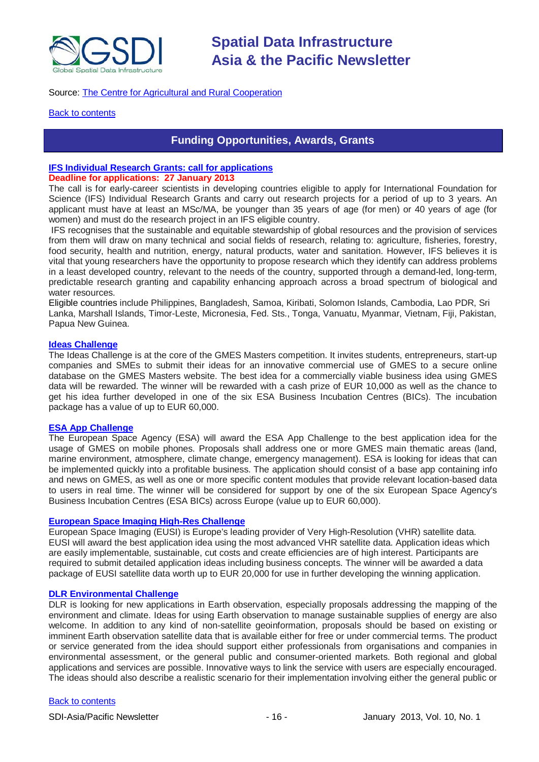Source: [The Centre for Agricultural and Rural Cooperation]

[Back to contents]

## Funding Opportunities, Awards, Grants

### [IFS Individual Research Grants: call for applications]

**Deadline for applications: 27 January 2013**

The call is for early-career scientists in developing countries eligible to apply for International Foundation for Science (IFS) Individual Research Grants and carry out research projects for a period of up to 3 years. An applicant must have at least an MSc/MA, be younger than 35 years of age (for men) or 40 years of age (for women) and must do the research project in an IFS eligible country.

IFS recognises that the sustainable and equitable stewardship of global resources and the provision of services from them will draw on many technical and social fields of research, relating to: agriculture, fisheries, forestry, food security, health and nutrition, energy, natural products, water and sanitation. However, IFS believes it is vital that young researchers have the opportunity to propose research which they identify can address problems in a least developed country, relevant to the needs of the country, supported through a demand-led, long-term, predictable research granting and capability enhancing approach across a broad spectrum of biological and water resources.

Eligible countries include Philippines, Bangladesh, Samoa, Kiribati, Solomon Islands, Cambodia, Lao PDR, Sri Lanka, Marshall Islands, Timor-Leste, Micronesia, Fed. Sts., Tonga, Vanuatu, Myanmar, Vietnam, Fiji, Pakistan, Papua New Guinea.

### [Ideas Challenge]

The Ideas Challenge is at the core of the GMES Masters competition. It invites students, entrepreneurs, start-up companies and SMEs to submit their ideas for an innovative commercial use of GMES to a secure online database on the GMES Masters website. The best idea for a commercially viable business idea using GMES data will be rewarded. The winner will be rewarded with a cash prize of EUR 10,000 as well as the chance to get his idea further developed in one of the six ESA Business Incubation Centres (BICs). The incubation package has a value of up to EUR 60,000.

### [ESA App Challenge]

The European Space Agency (ESA) will award the ESA App Challenge to the best application idea for the usage of GMES on mobile phones. Proposals shall address one or more GMES main thematic areas (land, marine environment, atmosphere, climate change, emergency management). ESA is looking for ideas that can be implemented quickly into a profitable business. The application should consist of a base app containing info and news on GMES, as well as one or more specific content modules that provide relevant location-based data to users in real time. The winner will be considered for support by one of the six European Space Agency's Business Incubation Centres (ESA BICs) across Europe (value up to EUR 60,000).

### [European Space Imaging High-Res Challenge]

European Space Imaging (EUSI) is Europe's leading provider of Very High-Resolution (VHR) satellite data. EUSI will award the best application idea using the most advanced VHR satellite data. Application ideas which are easily implementable, sustainable, cut costs and create efficiencies are of high interest. Participants are required to submit detailed application ideas including business concepts. The winner will be awarded a data package of EUSI satellite data worth up to EUR 20,000 for use in further developing the winning application.

### [DLR Environmental Challenge]

DLR is looking for new applications in Earth observation, especially proposals addressing the mapping of the environment and climate. Ideas for using Earth observation to manage sustainable supplies of energy are also welcome. In addition to any kind of non-satellite geoinformation, proposals should be based on existing or imminent Earth observation satellite data that is available either for free or under commercial terms. The product or service generated from the idea should support either professionals from organisations and companies in environmental assessment, or the general public and consumer-oriented markets. Both regional and global applications and services are possible. Innovative ways to link the service with users are especially encouraged. The ideas should also describe a realistic scenario for their implementation involving either the general public or

[Back to contents]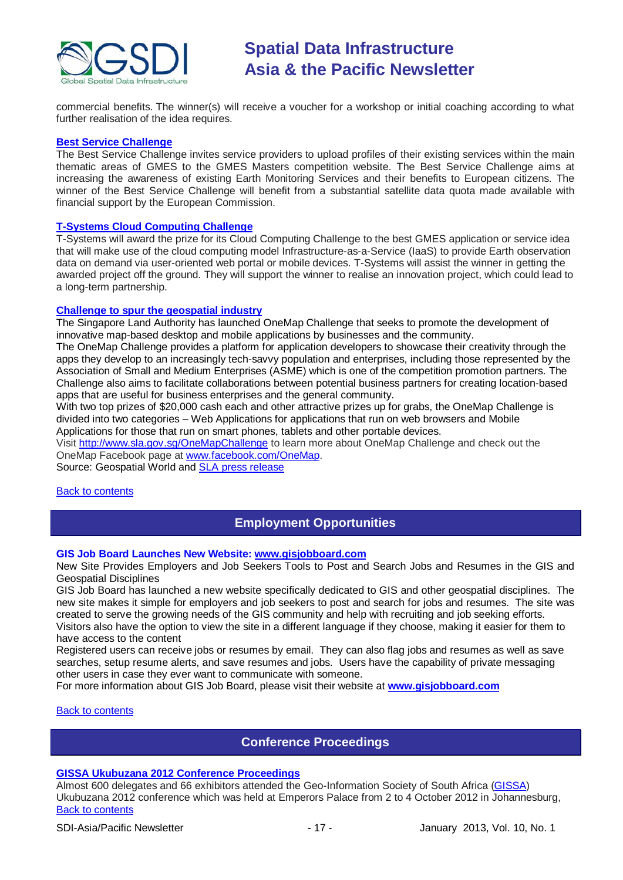commercial benefits. The winner(s) will receive a voucher for a workshop or initial coaching according to what further realisation of the idea requires.

**Best Service Challenge**

The Best Service Challenge invites service providers to upload profiles of their existing services within the main thematic areas of GMES to the GMES Masters competition website. The Best Service Challenge aims at increasing the awareness of existing Earth Monitoring Services and their benefits to European citizens. The winner of the Best Service Challenge will benefit from a substantial satellite data quota made available with financial support by the European Commission.

**T-Systems Cloud Computing Challenge**

T-Systems will award the prize for its Cloud Computing Challenge to the best GMES application or service idea that will make use of the cloud computing model Infrastructure-as-a-Service (IaaS) to provide Earth observation data on demand via user-oriented web portal or mobile devices. T-Systems will assist the winner in getting the awarded project off the ground. They will support the winner to realise an innovation project, which could lead to a long-term partnership.

**Challenge to spur the geospatial industry**

The Singapore Land Authority has launched OneMap Challenge that seeks to promote the development of innovative map-based desktop and mobile applications by businesses and the community.

The OneMap Challenge provides a platform for application developers to showcase their creativity through the apps they develop to an increasingly tech-savvy population and enterprises, including those represented by the Association of Small and Medium Enterprises (ASME) which is one of the competition promotion partners. The Challenge also aims to facilitate collaborations between potential business partners for creating location-based apps that are useful for business enterprises and the general community.

With two top prizes of $20,000 cash each and other attractive prizes up for grabs, the OneMap Challenge is divided into two categories – Web Applications for applications that run on web browsers and Mobile Applications for those that run on smart phones, tablets and other portable devices.

Visit http://www.sla.gov.sg/OneMapChallenge to learn more about OneMap Challenge and check out the OneMap Facebook page at www.facebook.com/OneMap.

Source: Geospatial World and SLA press release

Back to contents

## Employment Opportunities

**GIS Job Board Launches New Website: www.gisjobboard.com**

New Site Provides Employers and Job Seekers Tools to Post and Search Jobs and Resumes in the GIS and Geospatial Disciplines

GIS Job Board has launched a new website specifically dedicated to GIS and other geospatial disciplines. The new site makes it simple for employers and job seekers to post and search for jobs and resumes. The site was created to serve the growing needs of the GIS community and help with recruiting and job seeking efforts. Visitors also have the option to view the site in a different language if they choose, making it easier for them to have access to the content

Registered users can receive jobs or resumes by email. They can also flag jobs and resumes as well as save searches, setup resume alerts, and save resumes and jobs. Users have the capability of private messaging other users in case they ever want to communicate with someone.

For more information about GIS Job Board, please visit their website at **www.gisjobboard.com**

Back to contents

## Conference Proceedings

**GISSA Ukubuzana 2012 Conference Proceedings**

Almost 600 delegates and 66 exhibitors attended the Geo-Information Society of South Africa (GISSA) Ukubuzana 2012 conference which was held at Emperors Palace from 2 to 4 October 2012 in Johannesburg,

Back to contents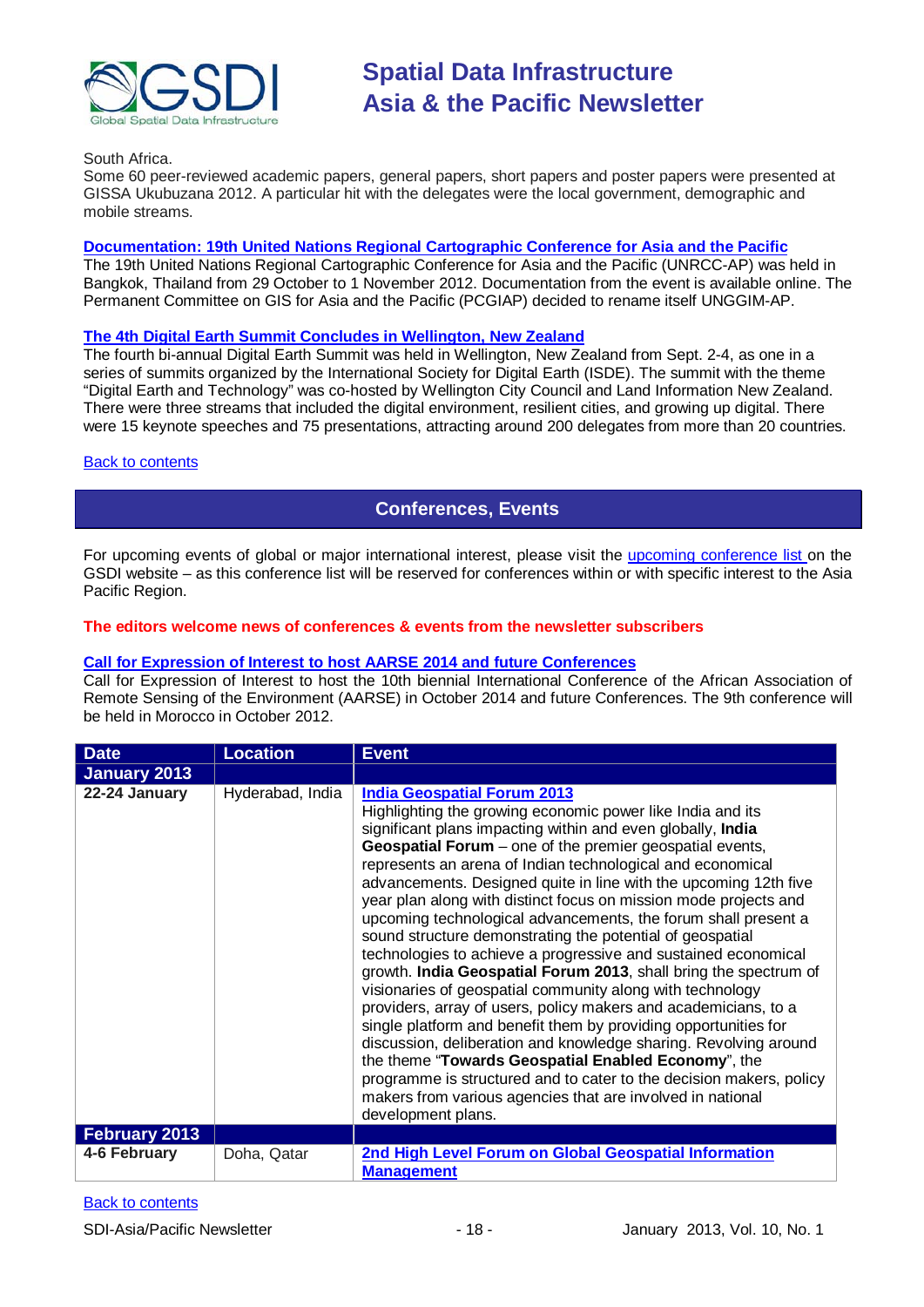South Africa.
Some 60 peer-reviewed academic papers, general papers, short papers and poster papers were presented at GISSA Ukubuzana 2012. A particular hit with the delegates were the local government, demographic and mobile streams.

**Documentation: 19th United Nations Regional Cartographic Conference for Asia and the Pacific**
The 19th United Nations Regional Cartographic Conference for Asia and the Pacific (UNRCC-AP) was held in Bangkok, Thailand from 29 October to 1 November 2012. Documentation from the event is available online. The Permanent Committee on GIS for Asia and the Pacific (PCGIAP) decided to rename itself UNGGIM-AP.

**The 4th Digital Earth Summit Concludes in Wellington, New Zealand**
The fourth bi-annual Digital Earth Summit was held in Wellington, New Zealand from Sept. 2-4, as one in a series of summits organized by the International Society for Digital Earth (ISDE). The summit with the theme "Digital Earth and Technology" was co-hosted by Wellington City Council and Land Information New Zealand. There were three streams that included the digital environment, resilient cities, and growing up digital. There were 15 keynote speeches and 75 presentations, attracting around 200 delegates from more than 20 countries.

Back to contents

## Conferences, Events

For upcoming events of global or major international interest, please visit the upcoming conference list on the GSDI website – as this conference list will be reserved for conferences within or with specific interest to the Asia Pacific Region.

**The editors welcome news of conferences & events from the newsletter subscribers**

**Call for Expression of Interest to host AARSE 2014 and future Conferences**
Call for Expression of Interest to host the 10th biennial International Conference of the African Association of Remote Sensing of the Environment (AARSE) in October 2014 and future Conferences. The 9th conference will be held in Morocco in October 2012.

| Date | Location | Event |
|---|---|---|
| **January 2013** | | |
| **22-24 January** | Hyderabad, India | **India Geospatial Forum 2013**<br>Highlighting the growing economic power like India and its significant plans impacting within and even globally, **India Geospatial Forum** – one of the premier geospatial events, represents an arena of Indian technological and economical advancements. Designed quite in line with the upcoming 12th five year plan along with distinct focus on mission mode projects and upcoming technological advancements, the forum shall present a sound structure demonstrating the potential of geospatial technologies to achieve a progressive and sustained economical growth. **India Geospatial Forum 2013**, shall bring the spectrum of visionaries of geospatial community along with technology providers, array of users, policy makers and academicians, to a single platform and benefit them by providing opportunities for discussion, deliberation and knowledge sharing. Revolving around the theme "**Towards Geospatial Enabled Economy**", the programme is structured and to cater to the decision makers, policy makers from various agencies that are involved in national development plans. |
| **February 2013** | | |
| **4-6 February** | Doha, Qatar | **2nd High Level Forum on Global Geospatial Information Management** |

Back to contents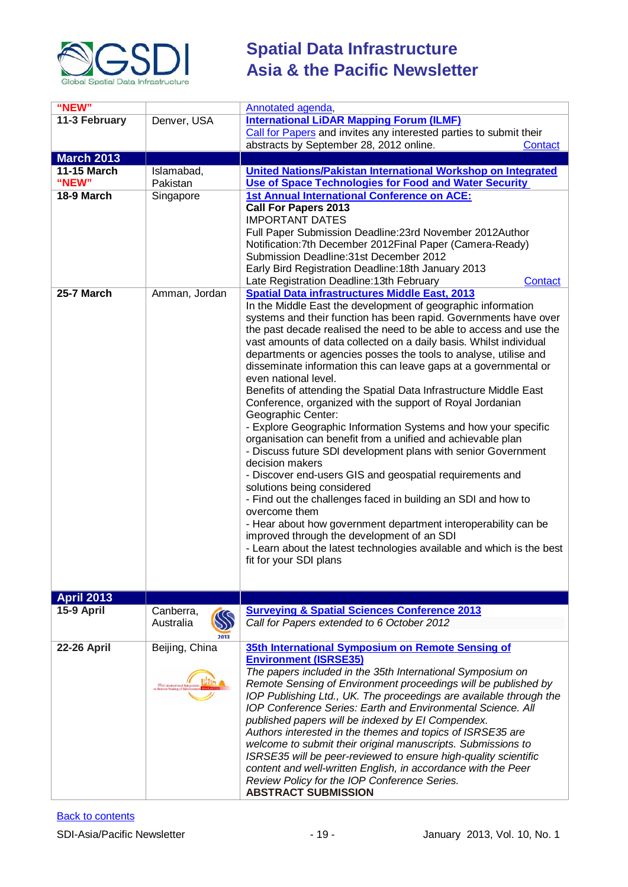| | | |
|---|---|---|
| **"NEW"** | | Annotated agenda, |
| **11-3 February** | Denver, USA | **International LiDAR Mapping Forum (ILMF)**<br>Call for Papers and invites any interested parties to submit their abstracts by September 28, 2012 online. Contact |
| **March 2013** | | |
| **11-15 March**<br>**"NEW"** | Islamabad, Pakistan | **United Nations/Pakistan International Workshop on Integrated Use of Space Technologies for Food and Water Security** |
| **18-9 March** | Singapore | **1st Annual International Conference on ACE:**<br>**Call For Papers 2013**<br>IMPORTANT DATES<br>Full Paper Submission Deadline:23rd November 2012Author Notification:7th December 2012Final Paper (Camera-Ready) Submission Deadline:31st December 2012<br>Early Bird Registration Deadline:18th January 2013<br>Late Registration Deadline:13th February Contact |
| **25-7 March** | Amman, Jordan | **Spatial Data infrastructures Middle East, 2013**<br>In the Middle East the development of geographic information systems and their function has been rapid. Governments have over the past decade realised the need to be able to access and use the vast amounts of data collected on a daily basis. Whilst individual departments or agencies posses the tools to analyse, utilise and disseminate information this can leave gaps at a governmental or even national level.<br>Benefits of attending the Spatial Data Infrastructure Middle East Conference, organized with the support of Royal Jordanian Geographic Center:<br>- Explore Geographic Information Systems and how your specific organisation can benefit from a unified and achievable plan<br>- Discuss future SDI development plans with senior Government decision makers<br>- Discover end-users GIS and geospatial requirements and solutions being considered<br>- Find out the challenges faced in building an SDI and how to overcome them<br>- Hear about how government department interoperability can be improved through the development of an SDI<br>- Learn about the latest technologies available and which is the best fit for your SDI plans |
| **April 2013** | | |
| **15-9 April** | Canberra, Australia | **Surveying & Spatial Sciences Conference 2013**<br>*Call for Papers extended to 6 October 2012* |
| **22-26 April** | Beijing, China | **35th International Symposium on Remote Sensing of Environment (ISRSE35)**<br>*The papers included in the 35th International Symposium on Remote Sensing of Environment proceedings will be published by IOP Publishing Ltd., UK. The proceedings are available through the IOP Conference Series: Earth and Environmental Science. All published papers will be indexed by EI Compendex.*<br>*Authors interested in the themes and topics of ISRSE35 are welcome to submit their original manuscripts. Submissions to ISRSE35 will be peer-reviewed to ensure high-quality scientific content and well-written English, in accordance with the Peer Review Policy for the IOP Conference Series.*<br>**ABSTRACT SUBMISSION** |

Back to contents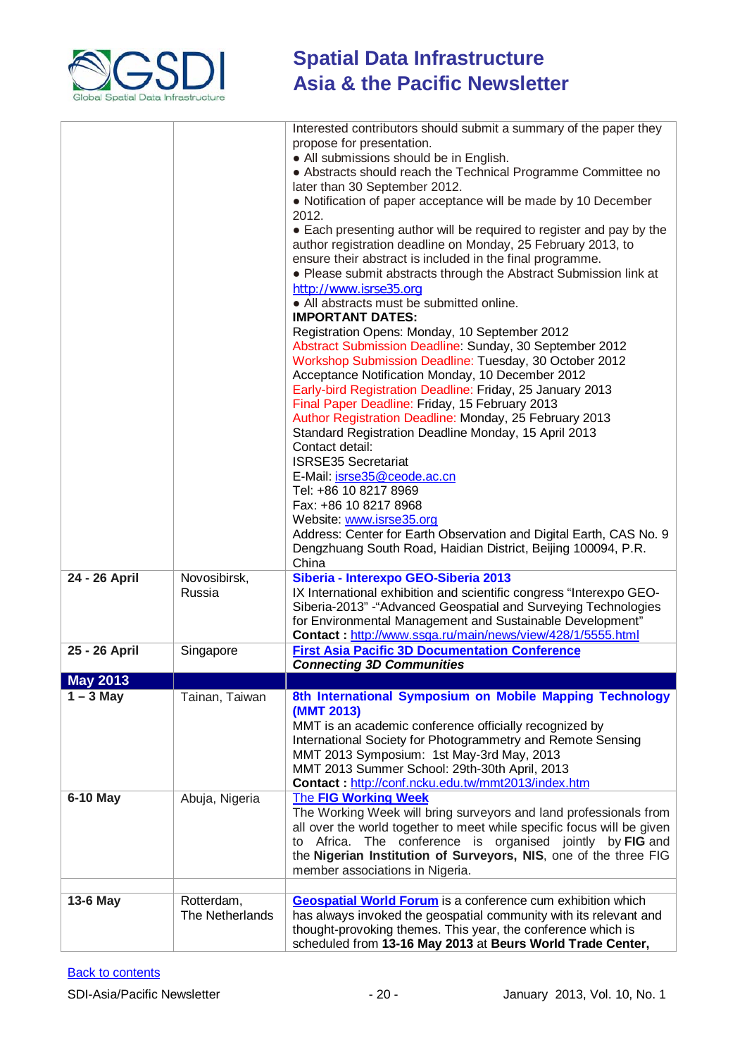| | | |
|---|---|---|
| | | Interested contributors should submit a summary of the paper they propose for presentation.<br>● All submissions should be in English.<br>● Abstracts should reach the Technical Programme Committee no later than 30 September 2012.<br>● Notification of paper acceptance will be made by 10 December 2012.<br>● Each presenting author will be required to register and pay by the author registration deadline on Monday, 25 February 2013, to ensure their abstract is included in the final programme.<br>● Please submit abstracts through the Abstract Submission link at [http://www.isrse35.org](http://www.isrse35.org)<br>● All abstracts must be submitted online.<br>**IMPORTANT DATES:**<br>Registration Opens: Monday, 10 September 2012<br>Abstract Submission Deadline: Sunday, 30 September 2012<br>Workshop Submission Deadline: Tuesday, 30 October 2012<br>Acceptance Notification Monday, 10 December 2012<br>Early-bird Registration Deadline: Friday, 25 January 2013<br>Final Paper Deadline: Friday, 15 February 2013<br>Author Registration Deadline: Monday, 25 February 2013<br>Standard Registration Deadline Monday, 15 April 2013<br>Contact detail:<br>ISRSE35 Secretariat<br>E-Mail: [isrse35@ceode.ac.cn](mailto:isrse35@ceode.ac.cn)<br>Tel: +86 10 8217 8969<br>Fax: +86 10 8217 8968<br>Website: [www.isrse35.org](http://www.isrse35.org)<br>Address: Center for Earth Observation and Digital Earth, CAS No. 9 Dengzhuang South Road, Haidian District, Beijing 100094, P.R. China |
| **24 - 26 April** | Novosibirsk, Russia | **Siberia - Interexpo GEO-Siberia 2013**<br>IX International exhibition and scientific congress "Interexpo GEO-Siberia-2013" -"Advanced Geospatial and Surveying Technologies for Environmental Management and Sustainable Development"<br>**Contact :** [http://www.ssga.ru/main/news/view/428/1/5555.html](http://www.ssga.ru/main/news/view/428/1/5555.html) |
| **25 - 26 April** | Singapore | **First Asia Pacific 3D Documentation Conference**<br>***Connecting 3D Communities*** |
| **May 2013** | | |
| **1 – 3 May** | Tainan, Taiwan | **8th International Symposium on Mobile Mapping Technology (MMT 2013)**<br>MMT is an academic conference officially recognized by International Society for Photogrammetry and Remote Sensing<br>MMT 2013 Symposium: 1st May-3rd May, 2013<br>MMT 2013 Summer School: 29th-30th April, 2013<br>**Contact :** [http://conf.ncku.edu.tw/mmt2013/index.htm](http://conf.ncku.edu.tw/mmt2013/index.htm) |
| **6-10 May** | Abuja, Nigeria | The **FIG Working Week**<br>The Working Week will bring surveyors and land professionals from all over the world together to meet while specific focus will be given to Africa. The conference is organised jointly by **FIG** and the **Nigerian Institution of Surveyors, NIS**, one of the three FIG member associations in Nigeria. |
| | | |
| **13-6 May** | Rotterdam, The Netherlands | **Geospatial World Forum** is a conference cum exhibition which has always invoked the geospatial community with its relevant and thought-provoking themes. This year, the conference which is scheduled from **13-16 May 2013** at **Beurs World Trade Center,** |

Back to contents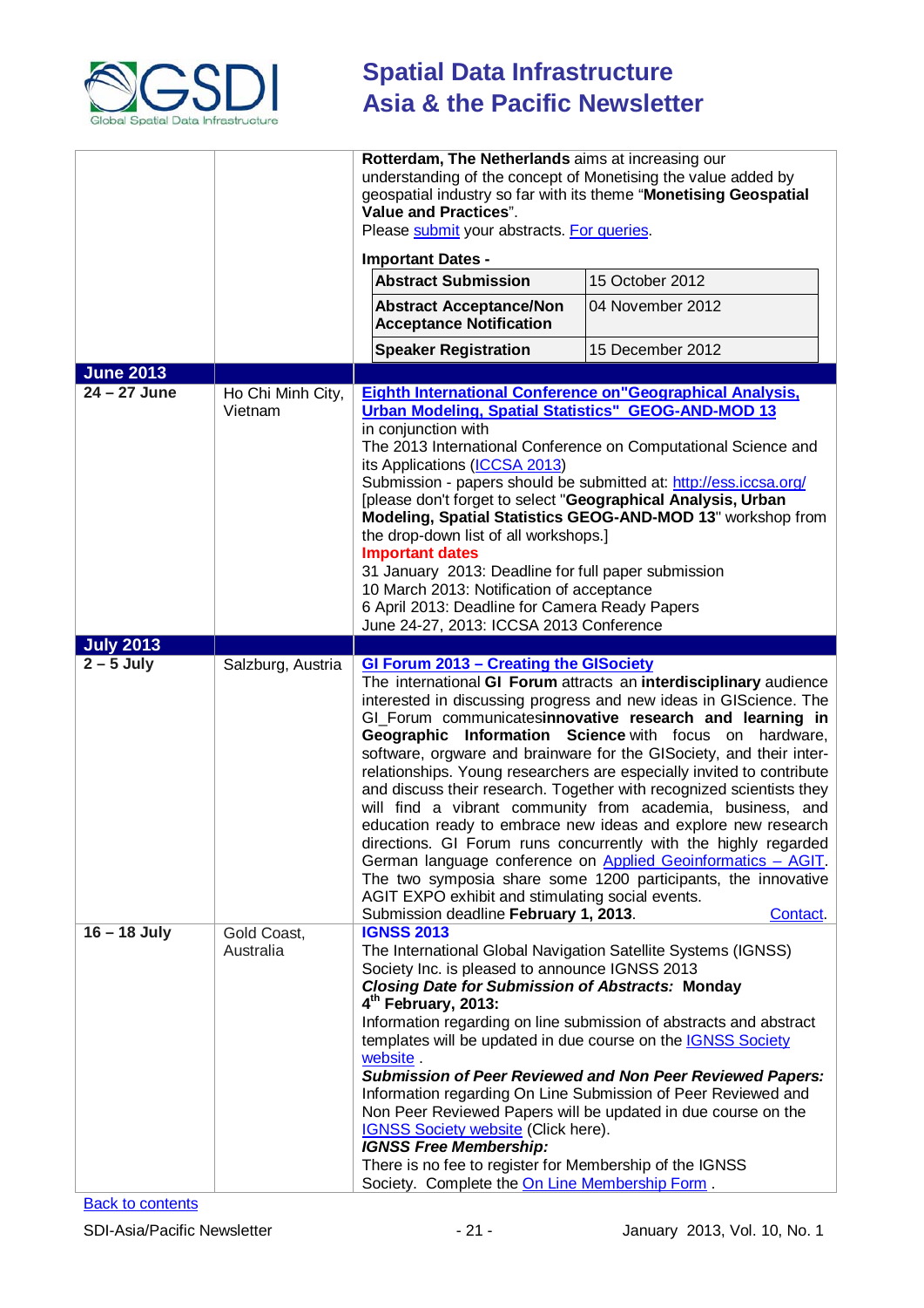| | | |
|---|---|---|
| | | **Rotterdam, The Netherlands** aims at increasing our understanding of the concept of Monetising the value added by geospatial industry so far with its theme "**Monetising Geospatial Value and Practices**". Please submit your abstracts. For queries. **Important Dates -** **Abstract Submission**: 15 October 2012; **Abstract Acceptance/Non Acceptance Notification**: 04 November 2012; **Speaker Registration**: 15 December 2012 |
| **June 2013** | | |
| **24 – 27 June** | Ho Chi Minh City, Vietnam | **Eighth International Conference on"Geographical Analysis, Urban Modeling, Spatial Statistics" GEOG-AND-MOD 13** in conjunction with The 2013 International Conference on Computational Science and its Applications (ICCSA 2013) Submission - papers should be submitted at: http://ess.iccsa.org/ [please don't forget to select "**Geographical Analysis, Urban Modeling, Spatial Statistics GEOG-AND-MOD 13**" workshop from the drop-down list of all workshops.] **Important dates** 31 January 2013: Deadline for full paper submission 10 March 2013: Notification of acceptance 6 April 2013: Deadline for Camera Ready Papers June 24-27, 2013: ICCSA 2013 Conference |
| **July 2013** | | |
| **2 – 5 July** | Salzburg, Austria | **GI Forum 2013 – Creating the GISociety** The international **GI Forum** attracts an **interdisciplinary** audience interested in discussing progress and new ideas in GIScience. The GI_Forum communicates**innovative research and learning in Geographic Information Science** with focus on hardware, software, orgware and brainware for the GISociety, and their inter-relationships. Young researchers are especially invited to contribute and discuss their research. Together with recognized scientists they will find a vibrant community from academia, business, and education ready to embrace new ideas and explore new research directions. GI Forum runs concurrently with the highly regarded German language conference on Applied Geoinformatics – AGIT. The two symposia share some 1200 participants, the innovative AGIT EXPO exhibit and stimulating social events. Submission deadline **February 1, 2013**. Contact. |
| **16 – 18 July** | Gold Coast, Australia | **IGNSS 2013** The International Global Navigation Satellite Systems (IGNSS) Society Inc. is pleased to announce IGNSS 2013 ***Closing Date for Submission of Abstracts:* Monday 4th February, 2013:** Information regarding on line submission of abstracts and abstract templates will be updated in due course on the IGNSS Society website . ***Submission of Peer Reviewed and Non Peer Reviewed Papers:*** Information regarding On Line Submission of Peer Reviewed and Non Peer Reviewed Papers will be updated in due course on the IGNSS Society website (Click here). ***IGNSS Free Membership:*** There is no fee to register for Membership of the IGNSS Society. Complete the On Line Membership Form . |

Back to contents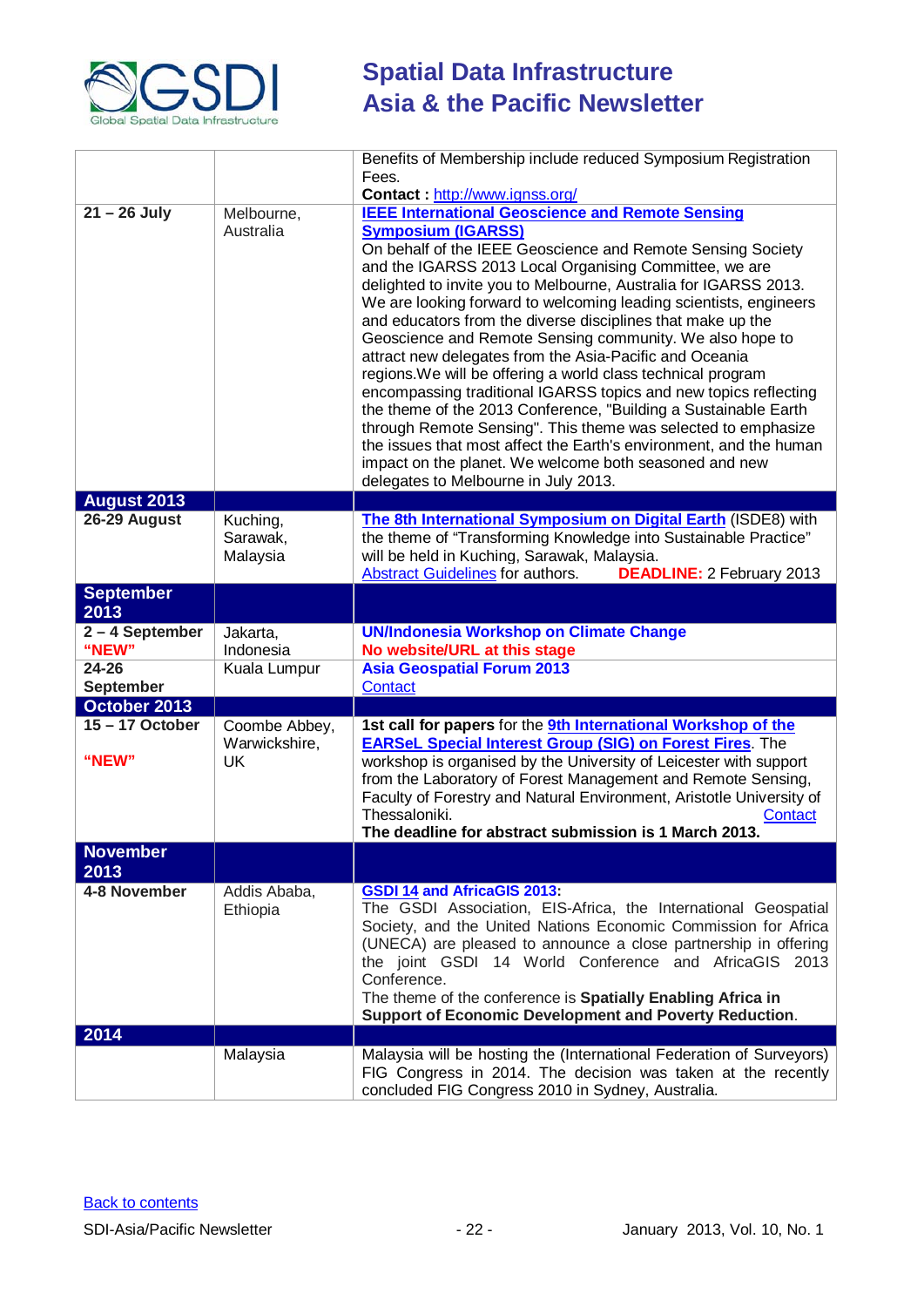| | | |
|---|---|---|
| | | Benefits of Membership include reduced Symposium Registration Fees. **Contact :** http://www.ignss.org/ |
| **21 – 26 July** | Melbourne, Australia | **IEEE International Geoscience and Remote Sensing Symposium (IGARSS)** On behalf of the IEEE Geoscience and Remote Sensing Society and the IGARSS 2013 Local Organising Committee, we are delighted to invite you to Melbourne, Australia for IGARSS 2013. We are looking forward to welcoming leading scientists, engineers and educators from the diverse disciplines that make up the Geoscience and Remote Sensing community. We also hope to attract new delegates from the Asia-Pacific and Oceania regions.We will be offering a world class technical program encompassing traditional IGARSS topics and new topics reflecting the theme of the 2013 Conference, "Building a Sustainable Earth through Remote Sensing". This theme was selected to emphasize the issues that most affect the Earth's environment, and the human impact on the planet. We welcome both seasoned and new delegates to Melbourne in July 2013. |
| **August 2013** | | |
| **26-29 August** | Kuching, Sarawak, Malaysia | **The 8th International Symposium on Digital Earth** (ISDE8) with the theme of "Transforming Knowledge into Sustainable Practice" will be held in Kuching, Sarawak, Malaysia. Abstract Guidelines for authors. **DEADLINE:** 2 February 2013 |
| **September 2013** | | |
| **2 – 4 September "NEW"** | Jakarta, Indonesia | **UN/Indonesia Workshop on Climate Change** **No website/URL at this stage** |
| **24-26 September** | Kuala Lumpur | **Asia Geospatial Forum 2013** Contact |
| **October 2013** | | |
| **15 – 17 October "NEW"** | Coombe Abbey, Warwickshire, UK | **1st call for papers** for the **9th International Workshop of the EARSeL Special Interest Group (SIG) on Forest Fires**. The workshop is organised by the University of Leicester with support from the Laboratory of Forest Management and Remote Sensing, Faculty of Forestry and Natural Environment, Aristotle University of Thessaloniki. Contact **The deadline for abstract submission is 1 March 2013.** |
| **November 2013** | | |
| **4-8 November** | Addis Ababa, Ethiopia | **GSDI 14 and AfricaGIS 2013:** The GSDI Association, EIS-Africa, the International Geospatial Society, and the United Nations Economic Commission for Africa (UNECA) are pleased to announce a close partnership in offering the joint GSDI 14 World Conference and AfricaGIS 2013 Conference. The theme of the conference is **Spatially Enabling Africa in Support of Economic Development and Poverty Reduction**. |
| **2014** | | |
| | Malaysia | Malaysia will be hosting the (International Federation of Surveyors) FIG Congress in 2014. The decision was taken at the recently concluded FIG Congress 2010 in Sydney, Australia. |

Back to contents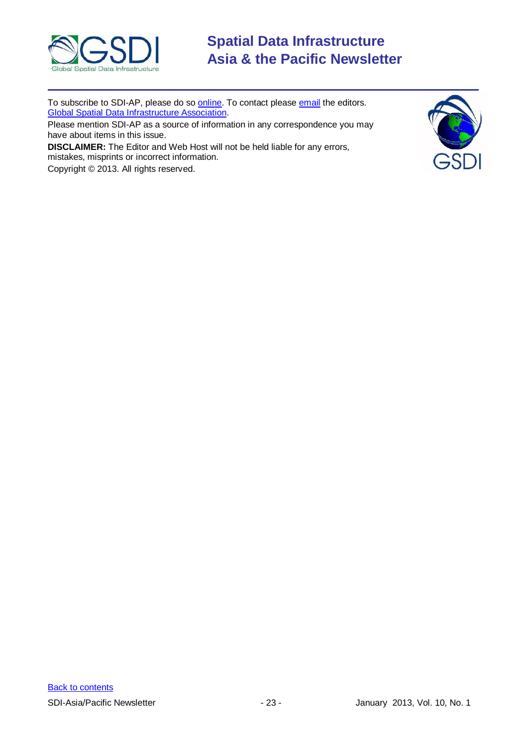To subscribe to SDI-AP, please do so online. To contact please email the editors.
Global Spatial Data Infrastructure Association.

Please mention SDI-AP as a source of information in any correspondence you may have about items in this issue.

**DISCLAIMER:** The Editor and Web Host will not be held liable for any errors, mistakes, misprints or incorrect information.

Copyright © 2013. All rights reserved.

Back to contents